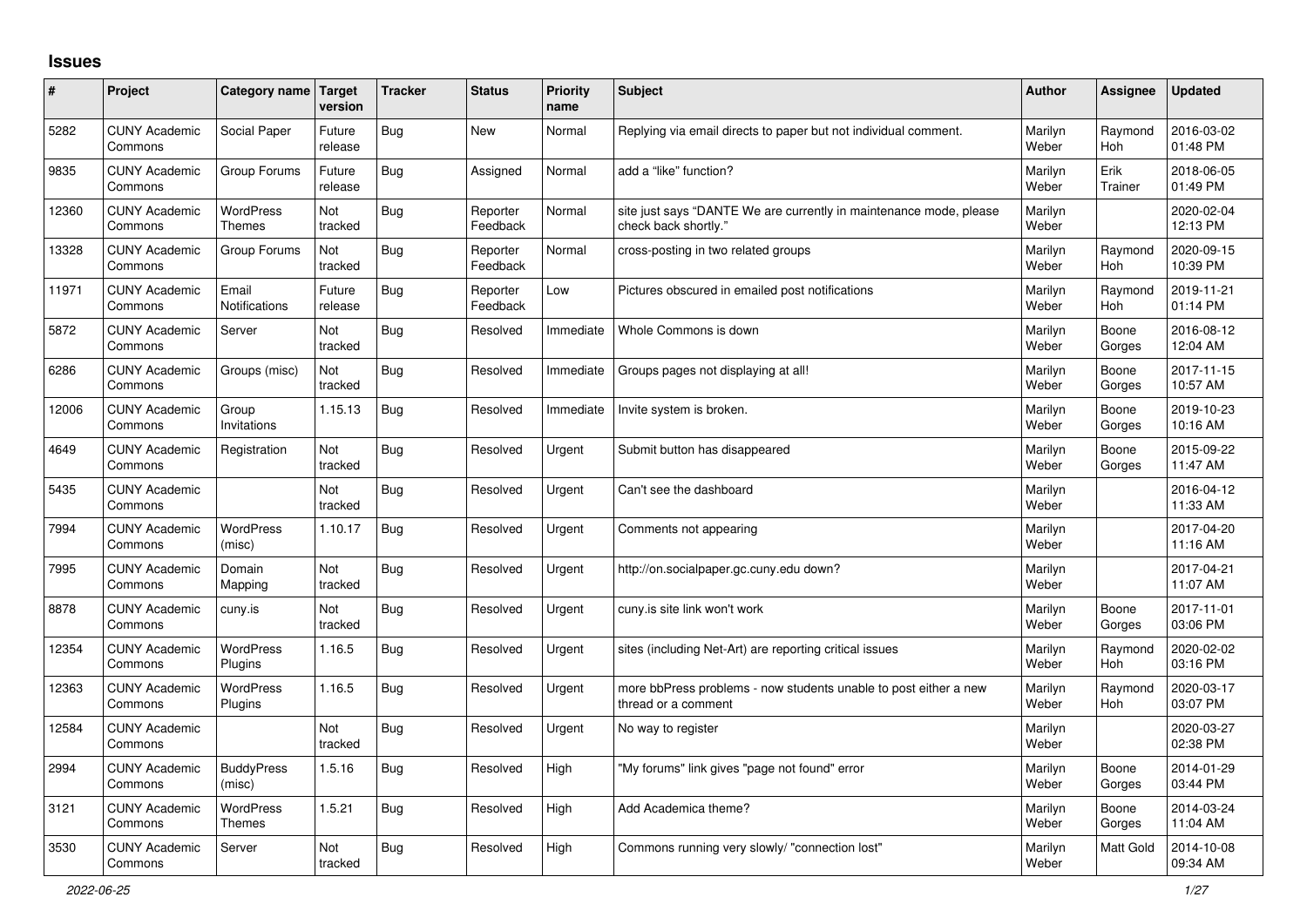# Issues

| # | Project | Category name | Target version | Tracker | Status | Priority name | Subject | Author | Assignee | Updated |
|---|---|---|---|---|---|---|---|---|---|---|
| 5282 | CUNY Academic Commons | Social Paper | Future release | Bug | New | Normal | Replying via email directs to paper but not individual comment. | Marilyn Weber | Raymond Hoh | 2016-03-02 01:48 PM |
| 9835 | CUNY Academic Commons | Group Forums | Future release | Bug | Assigned | Normal | add a "like" function? | Marilyn Weber | Erik Trainer | 2018-06-05 01:49 PM |
| 12360 | CUNY Academic Commons | WordPress Themes | Not tracked | Bug | Reporter Feedback | Normal | site just says "DANTE We are currently in maintenance mode, please check back shortly." | Marilyn Weber | | 2020-02-04 12:13 PM |
| 13328 | CUNY Academic Commons | Group Forums | Not tracked | Bug | Reporter Feedback | Normal | cross-posting in two related groups | Marilyn Weber | Raymond Hoh | 2020-09-15 10:39 PM |
| 11971 | CUNY Academic Commons | Email Notifications | Future release | Bug | Reporter Feedback | Low | Pictures obscured in emailed post notifications | Marilyn Weber | Raymond Hoh | 2019-11-21 01:14 PM |
| 5872 | CUNY Academic Commons | Server | Not tracked | Bug | Resolved | Immediate | Whole Commons is down | Marilyn Weber | Boone Gorges | 2016-08-12 12:04 AM |
| 6286 | CUNY Academic Commons | Groups (misc) | Not tracked | Bug | Resolved | Immediate | Groups pages not displaying at all! | Marilyn Weber | Boone Gorges | 2017-11-15 10:57 AM |
| 12006 | CUNY Academic Commons | Group Invitations | 1.15.13 | Bug | Resolved | Immediate | Invite system is broken. | Marilyn Weber | Boone Gorges | 2019-10-23 10:16 AM |
| 4649 | CUNY Academic Commons | Registration | Not tracked | Bug | Resolved | Urgent | Submit button has disappeared | Marilyn Weber | Boone Gorges | 2015-09-22 11:47 AM |
| 5435 | CUNY Academic Commons | | Not tracked | Bug | Resolved | Urgent | Can't see the dashboard | Marilyn Weber | | 2016-04-12 11:33 AM |
| 7994 | CUNY Academic Commons | WordPress (misc) | 1.10.17 | Bug | Resolved | Urgent | Comments not appearing | Marilyn Weber | | 2017-04-20 11:16 AM |
| 7995 | CUNY Academic Commons | Domain Mapping | Not tracked | Bug | Resolved | Urgent | http://on.socialpaper.gc.cuny.edu down? | Marilyn Weber | | 2017-04-21 11:07 AM |
| 8878 | CUNY Academic Commons | cuny.is | Not tracked | Bug | Resolved | Urgent | cuny.is site link won't work | Marilyn Weber | Boone Gorges | 2017-11-01 03:06 PM |
| 12354 | CUNY Academic Commons | WordPress Plugins | 1.16.5 | Bug | Resolved | Urgent | sites (including Net-Art) are reporting critical issues | Marilyn Weber | Raymond Hoh | 2020-02-02 03:16 PM |
| 12363 | CUNY Academic Commons | WordPress Plugins | 1.16.5 | Bug | Resolved | Urgent | more bbPress problems - now students unable to post either a new thread or a comment | Marilyn Weber | Raymond Hoh | 2020-03-17 03:07 PM |
| 12584 | CUNY Academic Commons | | Not tracked | Bug | Resolved | Urgent | No way to register | Marilyn Weber | | 2020-03-27 02:38 PM |
| 2994 | CUNY Academic Commons | BuddyPress (misc) | 1.5.16 | Bug | Resolved | High | "My forums" link gives "page not found" error | Marilyn Weber | Boone Gorges | 2014-01-29 03:44 PM |
| 3121 | CUNY Academic Commons | WordPress Themes | 1.5.21 | Bug | Resolved | High | Add Academica theme? | Marilyn Weber | Boone Gorges | 2014-03-24 11:04 AM |
| 3530 | CUNY Academic Commons | Server | Not tracked | Bug | Resolved | High | Commons running very slowly/ "connection lost" | Marilyn Weber | Matt Gold | 2014-10-08 09:34 AM |

2022-06-25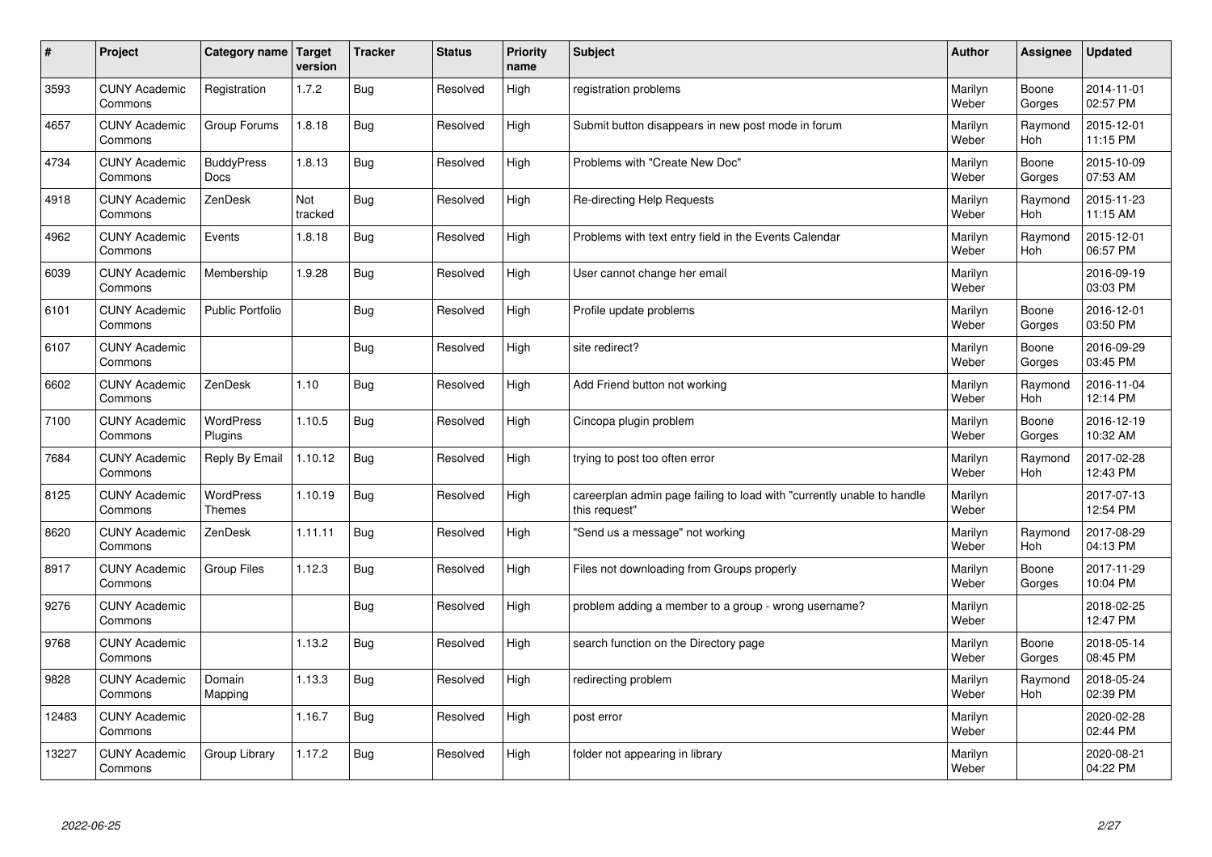| # | Project | Category name | Target version | Tracker | Status | Priority name | Subject | Author | Assignee | Updated |
|---|---|---|---|---|---|---|---|---|---|---|
| 3593 | CUNY Academic Commons | Registration | 1.7.2 | Bug | Resolved | High | registration problems | Marilyn Weber | Boone Gorges | 2014-11-01 02:57 PM |
| 4657 | CUNY Academic Commons | Group Forums | 1.8.18 | Bug | Resolved | High | Submit button disappears in new post mode in forum | Marilyn Weber | Raymond Hoh | 2015-12-01 11:15 PM |
| 4734 | CUNY Academic Commons | BuddyPress Docs | 1.8.13 | Bug | Resolved | High | Problems with "Create New Doc" | Marilyn Weber | Boone Gorges | 2015-10-09 07:53 AM |
| 4918 | CUNY Academic Commons | ZenDesk | Not tracked | Bug | Resolved | High | Re-directing Help Requests | Marilyn Weber | Raymond Hoh | 2015-11-23 11:15 AM |
| 4962 | CUNY Academic Commons | Events | 1.8.18 | Bug | Resolved | High | Problems with text entry field in the Events Calendar | Marilyn Weber | Raymond Hoh | 2015-12-01 06:57 PM |
| 6039 | CUNY Academic Commons | Membership | 1.9.28 | Bug | Resolved | High | User cannot change her email | Marilyn Weber | | 2016-09-19 03:03 PM |
| 6101 | CUNY Academic Commons | Public Portfolio | | Bug | Resolved | High | Profile update problems | Marilyn Weber | Boone Gorges | 2016-12-01 03:50 PM |
| 6107 | CUNY Academic Commons | | | Bug | Resolved | High | site redirect? | Marilyn Weber | Boone Gorges | 2016-09-29 03:45 PM |
| 6602 | CUNY Academic Commons | ZenDesk | 1.10 | Bug | Resolved | High | Add Friend button not working | Marilyn Weber | Raymond Hoh | 2016-11-04 12:14 PM |
| 7100 | CUNY Academic Commons | WordPress Plugins | 1.10.5 | Bug | Resolved | High | Cincopa plugin problem | Marilyn Weber | Boone Gorges | 2016-12-19 10:32 AM |
| 7684 | CUNY Academic Commons | Reply By Email | 1.10.12 | Bug | Resolved | High | trying to post too often error | Marilyn Weber | Raymond Hoh | 2017-02-28 12:43 PM |
| 8125 | CUNY Academic Commons | WordPress Themes | 1.10.19 | Bug | Resolved | High | careerplan admin page failing to load with "currently unable to handle this request" | Marilyn Weber | | 2017-07-13 12:54 PM |
| 8620 | CUNY Academic Commons | ZenDesk | 1.11.11 | Bug | Resolved | High | "Send us a message" not working | Marilyn Weber | Raymond Hoh | 2017-08-29 04:13 PM |
| 8917 | CUNY Academic Commons | Group Files | 1.12.3 | Bug | Resolved | High | Files not downloading from Groups properly | Marilyn Weber | Boone Gorges | 2017-11-29 10:04 PM |
| 9276 | CUNY Academic Commons | | | Bug | Resolved | High | problem adding a member to a group - wrong username? | Marilyn Weber | | 2018-02-25 12:47 PM |
| 9768 | CUNY Academic Commons | | 1.13.2 | Bug | Resolved | High | search function on the Directory page | Marilyn Weber | Boone Gorges | 2018-05-14 08:45 PM |
| 9828 | CUNY Academic Commons | Domain Mapping | 1.13.3 | Bug | Resolved | High | redirecting problem | Marilyn Weber | Raymond Hoh | 2018-05-24 02:39 PM |
| 12483 | CUNY Academic Commons | | 1.16.7 | Bug | Resolved | High | post error | Marilyn Weber | | 2020-02-28 02:44 PM |
| 13227 | CUNY Academic Commons | Group Library | 1.17.2 | Bug | Resolved | High | folder not appearing in library | Marilyn Weber | | 2020-08-21 04:22 PM |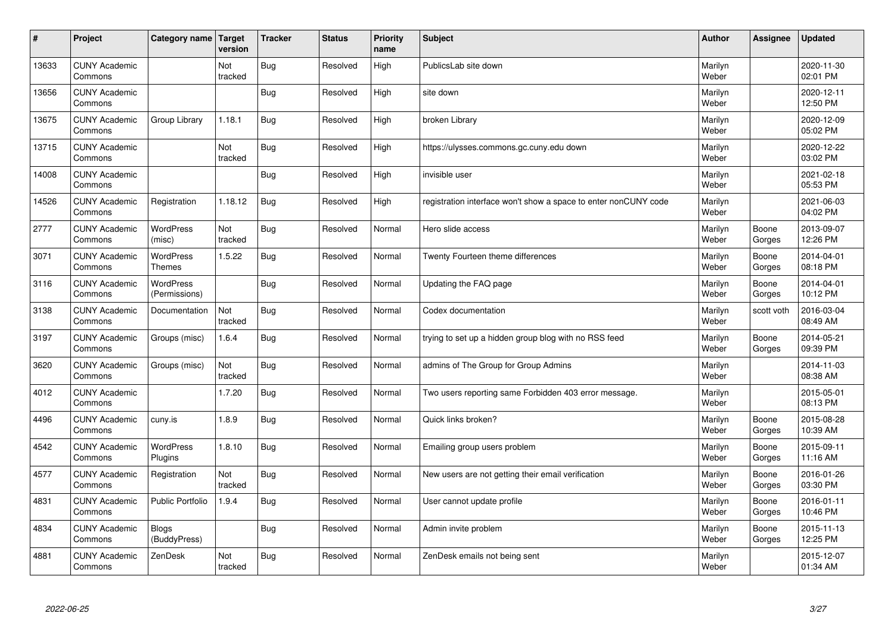| # | Project | Category name | Target version | Tracker | Status | Priority name | Subject | Author | Assignee | Updated |
|---|---|---|---|---|---|---|---|---|---|---|
| 13633 | CUNY Academic Commons | | Not tracked | Bug | Resolved | High | PublicsLab site down | Marilyn Weber | | 2020-11-30 02:01 PM |
| 13656 | CUNY Academic Commons | | | Bug | Resolved | High | site down | Marilyn Weber | | 2020-12-11 12:50 PM |
| 13675 | CUNY Academic Commons | Group Library | 1.18.1 | Bug | Resolved | High | broken Library | Marilyn Weber | | 2020-12-09 05:02 PM |
| 13715 | CUNY Academic Commons | | Not tracked | Bug | Resolved | High | https://ulysses.commons.gc.cuny.edu down | Marilyn Weber | | 2020-12-22 03:02 PM |
| 14008 | CUNY Academic Commons | | | Bug | Resolved | High | invisible user | Marilyn Weber | | 2021-02-18 05:53 PM |
| 14526 | CUNY Academic Commons | Registration | 1.18.12 | Bug | Resolved | High | registration interface won't show a space to enter nonCUNY code | Marilyn Weber | | 2021-06-03 04:02 PM |
| 2777 | CUNY Academic Commons | WordPress (misc) | Not tracked | Bug | Resolved | Normal | Hero slide access | Marilyn Weber | Boone Gorges | 2013-09-07 12:26 PM |
| 3071 | CUNY Academic Commons | WordPress Themes | 1.5.22 | Bug | Resolved | Normal | Twenty Fourteen theme differences | Marilyn Weber | Boone Gorges | 2014-04-01 08:18 PM |
| 3116 | CUNY Academic Commons | WordPress (Permissions) | | Bug | Resolved | Normal | Updating the FAQ page | Marilyn Weber | Boone Gorges | 2014-04-01 10:12 PM |
| 3138 | CUNY Academic Commons | Documentation | Not tracked | Bug | Resolved | Normal | Codex documentation | Marilyn Weber | scott voth | 2016-03-04 08:49 AM |
| 3197 | CUNY Academic Commons | Groups (misc) | 1.6.4 | Bug | Resolved | Normal | trying to set up a hidden group blog with no RSS feed | Marilyn Weber | Boone Gorges | 2014-05-21 09:39 PM |
| 3620 | CUNY Academic Commons | Groups (misc) | Not tracked | Bug | Resolved | Normal | admins of The Group for Group Admins | Marilyn Weber | | 2014-11-03 08:38 AM |
| 4012 | CUNY Academic Commons | | 1.7.20 | Bug | Resolved | Normal | Two users reporting same Forbidden 403 error message. | Marilyn Weber | | 2015-05-01 08:13 PM |
| 4496 | CUNY Academic Commons | cuny.is | 1.8.9 | Bug | Resolved | Normal | Quick links broken? | Marilyn Weber | Boone Gorges | 2015-08-28 10:39 AM |
| 4542 | CUNY Academic Commons | WordPress Plugins | 1.8.10 | Bug | Resolved | Normal | Emailing group users problem | Marilyn Weber | Boone Gorges | 2015-09-11 11:16 AM |
| 4577 | CUNY Academic Commons | Registration | Not tracked | Bug | Resolved | Normal | New users are not getting their email verification | Marilyn Weber | Boone Gorges | 2016-01-26 03:30 PM |
| 4831 | CUNY Academic Commons | Public Portfolio | 1.9.4 | Bug | Resolved | Normal | User cannot update profile | Marilyn Weber | Boone Gorges | 2016-01-11 10:46 PM |
| 4834 | CUNY Academic Commons | Blogs (BuddyPress) | | Bug | Resolved | Normal | Admin invite problem | Marilyn Weber | Boone Gorges | 2015-11-13 12:25 PM |
| 4881 | CUNY Academic Commons | ZenDesk | Not tracked | Bug | Resolved | Normal | ZenDesk emails not being sent | Marilyn Weber | | 2015-12-07 01:34 AM |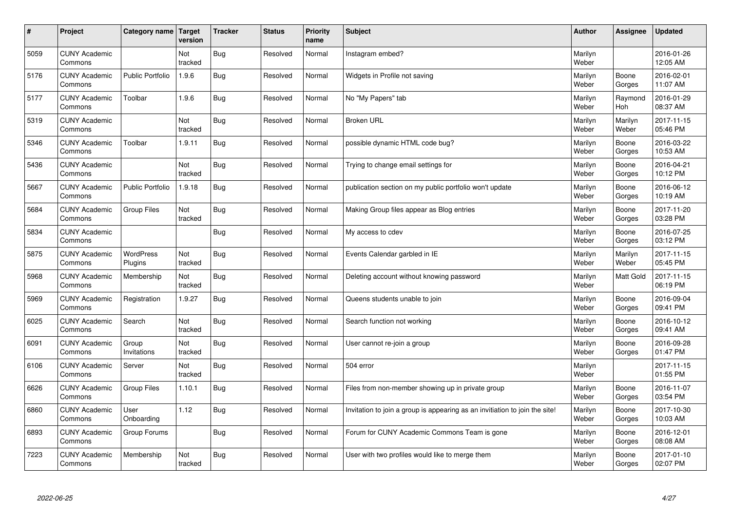| # | Project | Category name | Target version | Tracker | Status | Priority name | Subject | Author | Assignee | Updated |
|---|---|---|---|---|---|---|---|---|---|---|
| 5059 | CUNY Academic Commons | | Not tracked | Bug | Resolved | Normal | Instagram embed? | Marilyn Weber | | 2016-01-26 12:05 AM |
| 5176 | CUNY Academic Commons | Public Portfolio | 1.9.6 | Bug | Resolved | Normal | Widgets in Profile not saving | Marilyn Weber | Boone Gorges | 2016-02-01 11:07 AM |
| 5177 | CUNY Academic Commons | Toolbar | 1.9.6 | Bug | Resolved | Normal | No "My Papers" tab | Marilyn Weber | Raymond Hoh | 2016-01-29 08:37 AM |
| 5319 | CUNY Academic Commons | | Not tracked | Bug | Resolved | Normal | Broken URL | Marilyn Weber | Marilyn Weber | 2017-11-15 05:46 PM |
| 5346 | CUNY Academic Commons | Toolbar | 1.9.11 | Bug | Resolved | Normal | possible dynamic HTML code bug? | Marilyn Weber | Boone Gorges | 2016-03-22 10:53 AM |
| 5436 | CUNY Academic Commons | | Not tracked | Bug | Resolved | Normal | Trying to change email settings for | Marilyn Weber | Boone Gorges | 2016-04-21 10:12 PM |
| 5667 | CUNY Academic Commons | Public Portfolio | 1.9.18 | Bug | Resolved | Normal | publication section on my public portfolio won't update | Marilyn Weber | Boone Gorges | 2016-06-12 10:19 AM |
| 5684 | CUNY Academic Commons | Group Files | Not tracked | Bug | Resolved | Normal | Making Group files appear as Blog entries | Marilyn Weber | Boone Gorges | 2017-11-20 03:28 PM |
| 5834 | CUNY Academic Commons | | | Bug | Resolved | Normal | My access to cdev | Marilyn Weber | Boone Gorges | 2016-07-25 03:12 PM |
| 5875 | CUNY Academic Commons | WordPress Plugins | Not tracked | Bug | Resolved | Normal | Events Calendar garbled in IE | Marilyn Weber | Marilyn Weber | 2017-11-15 05:45 PM |
| 5968 | CUNY Academic Commons | Membership | Not tracked | Bug | Resolved | Normal | Deleting account without knowing password | Marilyn Weber | Matt Gold | 2017-11-15 06:19 PM |
| 5969 | CUNY Academic Commons | Registration | 1.9.27 | Bug | Resolved | Normal | Queens students unable to join | Marilyn Weber | Boone Gorges | 2016-09-04 09:41 PM |
| 6025 | CUNY Academic Commons | Search | Not tracked | Bug | Resolved | Normal | Search function not working | Marilyn Weber | Boone Gorges | 2016-10-12 09:41 AM |
| 6091 | CUNY Academic Commons | Group Invitations | Not tracked | Bug | Resolved | Normal | User cannot re-join a group | Marilyn Weber | Boone Gorges | 2016-09-28 01:47 PM |
| 6106 | CUNY Academic Commons | Server | Not tracked | Bug | Resolved | Normal | 504 error | Marilyn Weber | | 2017-11-15 01:55 PM |
| 6626 | CUNY Academic Commons | Group Files | 1.10.1 | Bug | Resolved | Normal | Files from non-member showing up in private group | Marilyn Weber | Boone Gorges | 2016-11-07 03:54 PM |
| 6860 | CUNY Academic Commons | User Onboarding | 1.12 | Bug | Resolved | Normal | Invitation to join a group is appearing as an invitation to join the site! | Marilyn Weber | Boone Gorges | 2017-10-30 10:03 AM |
| 6893 | CUNY Academic Commons | Group Forums | | Bug | Resolved | Normal | Forum for CUNY Academic Commons Team is gone | Marilyn Weber | Boone Gorges | 2016-12-01 08:08 AM |
| 7223 | CUNY Academic Commons | Membership | Not tracked | Bug | Resolved | Normal | User with two profiles would like to merge them | Marilyn Weber | Boone Gorges | 2017-01-10 02:07 PM |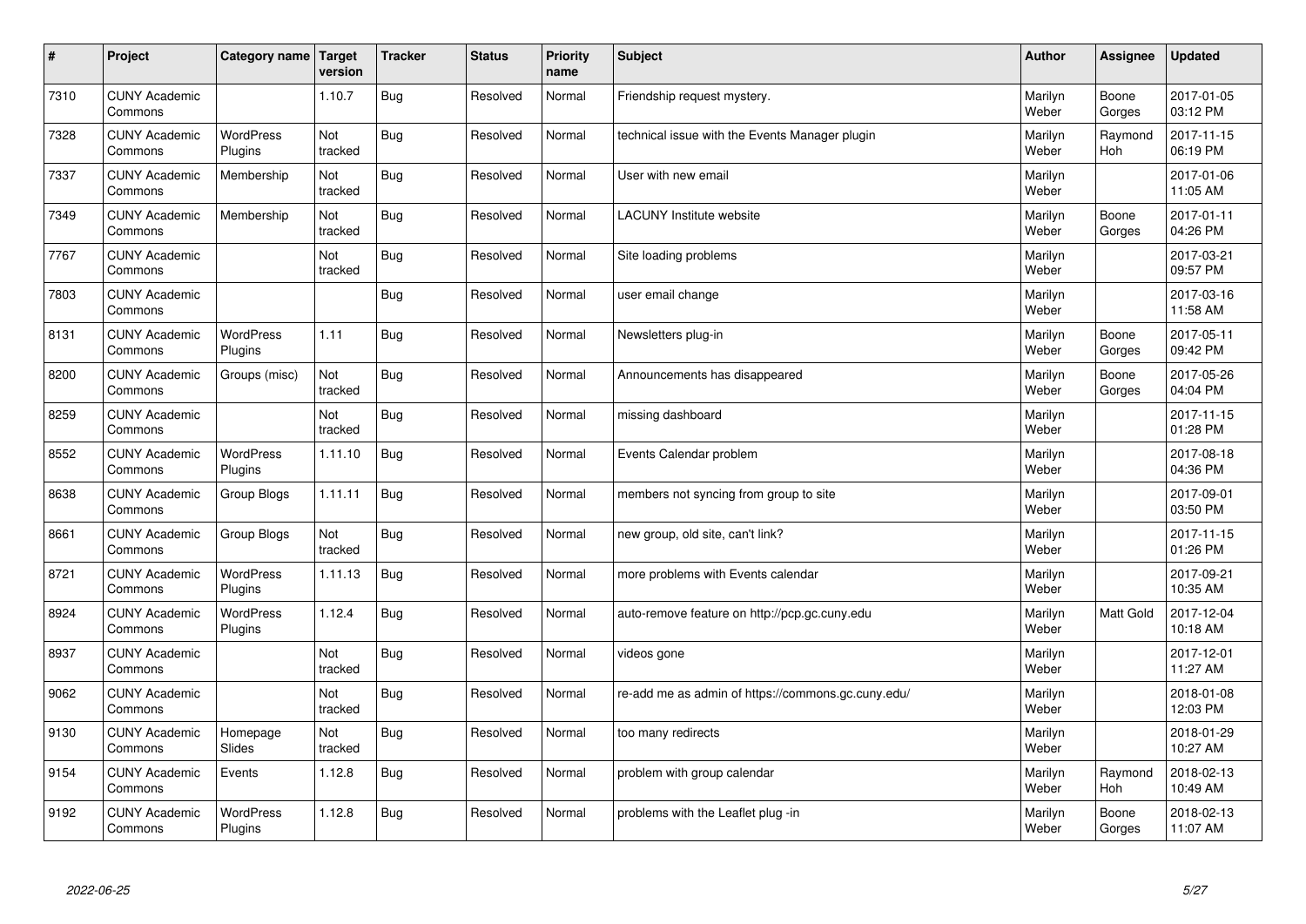| # | Project | Category name | Target version | Tracker | Status | Priority name | Subject | Author | Assignee | Updated |
|---|---|---|---|---|---|---|---|---|---|---|
| 7310 | CUNY Academic Commons | | 1.10.7 | Bug | Resolved | Normal | Friendship request mystery. | Marilyn Weber | Boone Gorges | 2017-01-05 03:12 PM |
| 7328 | CUNY Academic Commons | WordPress Plugins | Not tracked | Bug | Resolved | Normal | technical issue with the Events Manager plugin | Marilyn Weber | Raymond Hoh | 2017-11-15 06:19 PM |
| 7337 | CUNY Academic Commons | Membership | Not tracked | Bug | Resolved | Normal | User with new email | Marilyn Weber | | 2017-01-06 11:05 AM |
| 7349 | CUNY Academic Commons | Membership | Not tracked | Bug | Resolved | Normal | LACUNY Institute website | Marilyn Weber | Boone Gorges | 2017-01-11 04:26 PM |
| 7767 | CUNY Academic Commons | | Not tracked | Bug | Resolved | Normal | Site loading problems | Marilyn Weber | | 2017-03-21 09:57 PM |
| 7803 | CUNY Academic Commons | | | Bug | Resolved | Normal | user email change | Marilyn Weber | | 2017-03-16 11:58 AM |
| 8131 | CUNY Academic Commons | WordPress Plugins | 1.11 | Bug | Resolved | Normal | Newsletters plug-in | Marilyn Weber | Boone Gorges | 2017-05-11 09:42 PM |
| 8200 | CUNY Academic Commons | Groups (misc) | Not tracked | Bug | Resolved | Normal | Announcements has disappeared | Marilyn Weber | Boone Gorges | 2017-05-26 04:04 PM |
| 8259 | CUNY Academic Commons | | Not tracked | Bug | Resolved | Normal | missing dashboard | Marilyn Weber | | 2017-11-15 01:28 PM |
| 8552 | CUNY Academic Commons | WordPress Plugins | 1.11.10 | Bug | Resolved | Normal | Events Calendar problem | Marilyn Weber | | 2017-08-18 04:36 PM |
| 8638 | CUNY Academic Commons | Group Blogs | 1.11.11 | Bug | Resolved | Normal | members not syncing from group to site | Marilyn Weber | | 2017-09-01 03:50 PM |
| 8661 | CUNY Academic Commons | Group Blogs | Not tracked | Bug | Resolved | Normal | new group, old site, can't link? | Marilyn Weber | | 2017-11-15 01:26 PM |
| 8721 | CUNY Academic Commons | WordPress Plugins | 1.11.13 | Bug | Resolved | Normal | more problems with Events calendar | Marilyn Weber | | 2017-09-21 10:35 AM |
| 8924 | CUNY Academic Commons | WordPress Plugins | 1.12.4 | Bug | Resolved | Normal | auto-remove feature on http://pcp.gc.cuny.edu | Marilyn Weber | Matt Gold | 2017-12-04 10:18 AM |
| 8937 | CUNY Academic Commons | | Not tracked | Bug | Resolved | Normal | videos gone | Marilyn Weber | | 2017-12-01 11:27 AM |
| 9062 | CUNY Academic Commons | | Not tracked | Bug | Resolved | Normal | re-add me as admin of https://commons.gc.cuny.edu/ | Marilyn Weber | | 2018-01-08 12:03 PM |
| 9130 | CUNY Academic Commons | Homepage Slides | Not tracked | Bug | Resolved | Normal | too many redirects | Marilyn Weber | | 2018-01-29 10:27 AM |
| 9154 | CUNY Academic Commons | Events | 1.12.8 | Bug | Resolved | Normal | problem with group calendar | Marilyn Weber | Raymond Hoh | 2018-02-13 10:49 AM |
| 9192 | CUNY Academic Commons | WordPress Plugins | 1.12.8 | Bug | Resolved | Normal | problems with the Leaflet plug -in | Marilyn Weber | Boone Gorges | 2018-02-13 11:07 AM |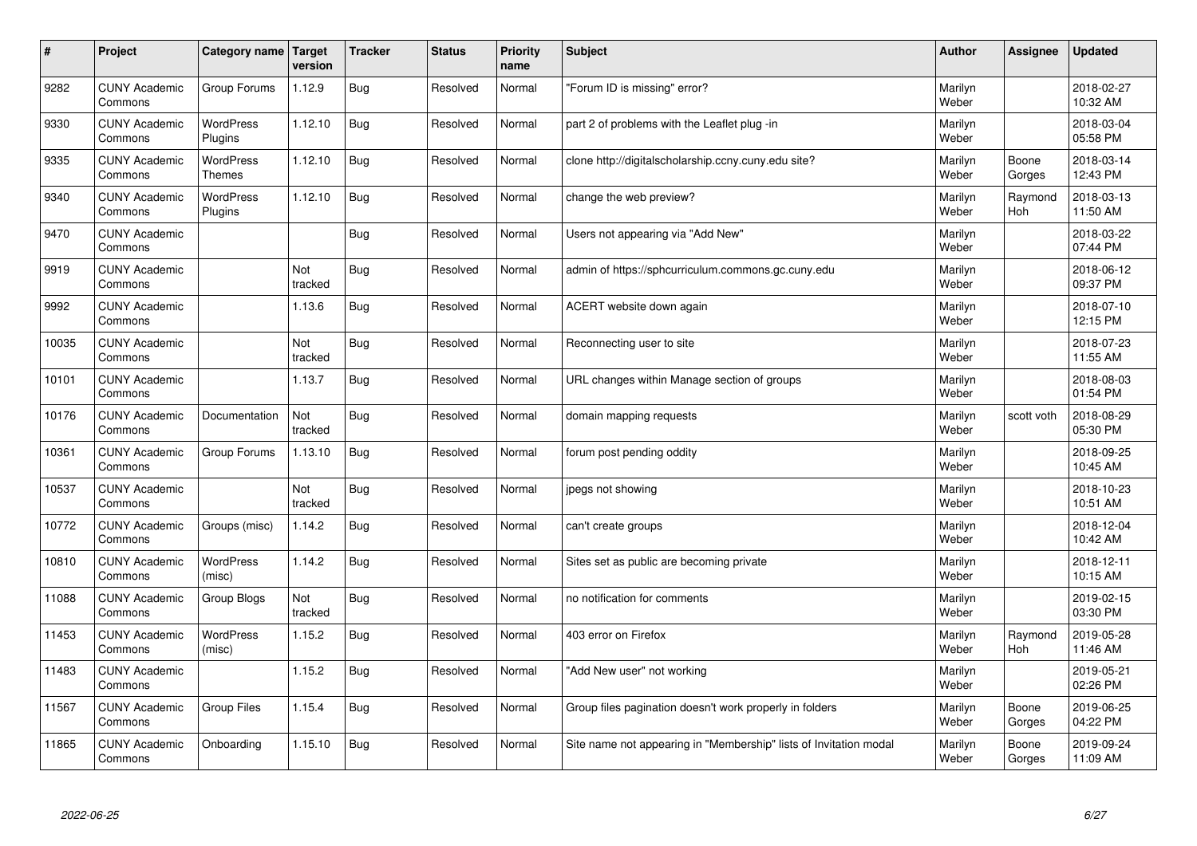| # | Project | Category name | Target version | Tracker | Status | Priority name | Subject | Author | Assignee | Updated |
|---|---|---|---|---|---|---|---|---|---|---|
| 9282 | CUNY Academic Commons | Group Forums | 1.12.9 | Bug | Resolved | Normal | "Forum ID is missing" error? | Marilyn Weber | | 2018-02-27 10:32 AM |
| 9330 | CUNY Academic Commons | WordPress Plugins | 1.12.10 | Bug | Resolved | Normal | part 2 of problems with the Leaflet plug -in | Marilyn Weber | | 2018-03-04 05:58 PM |
| 9335 | CUNY Academic Commons | WordPress Themes | 1.12.10 | Bug | Resolved | Normal | clone http://digitalscholarship.ccny.cuny.edu site? | Marilyn Weber | Boone Gorges | 2018-03-14 12:43 PM |
| 9340 | CUNY Academic Commons | WordPress Plugins | 1.12.10 | Bug | Resolved | Normal | change the web preview? | Marilyn Weber | Raymond Hoh | 2018-03-13 11:50 AM |
| 9470 | CUNY Academic Commons | | | Bug | Resolved | Normal | Users not appearing via "Add New" | Marilyn Weber | | 2018-03-22 07:44 PM |
| 9919 | CUNY Academic Commons | | Not tracked | Bug | Resolved | Normal | admin of https://sphcurriculum.commons.gc.cuny.edu | Marilyn Weber | | 2018-06-12 09:37 PM |
| 9992 | CUNY Academic Commons | | 1.13.6 | Bug | Resolved | Normal | ACERT website down again | Marilyn Weber | | 2018-07-10 12:15 PM |
| 10035 | CUNY Academic Commons | | Not tracked | Bug | Resolved | Normal | Reconnecting user to site | Marilyn Weber | | 2018-07-23 11:55 AM |
| 10101 | CUNY Academic Commons | | 1.13.7 | Bug | Resolved | Normal | URL changes within Manage section of groups | Marilyn Weber | | 2018-08-03 01:54 PM |
| 10176 | CUNY Academic Commons | Documentation | Not tracked | Bug | Resolved | Normal | domain mapping requests | Marilyn Weber | scott voth | 2018-08-29 05:30 PM |
| 10361 | CUNY Academic Commons | Group Forums | 1.13.10 | Bug | Resolved | Normal | forum post pending oddity | Marilyn Weber | | 2018-09-25 10:45 AM |
| 10537 | CUNY Academic Commons | | Not tracked | Bug | Resolved | Normal | jpegs not showing | Marilyn Weber | | 2018-10-23 10:51 AM |
| 10772 | CUNY Academic Commons | Groups (misc) | 1.14.2 | Bug | Resolved | Normal | can't create groups | Marilyn Weber | | 2018-12-04 10:42 AM |
| 10810 | CUNY Academic Commons | WordPress (misc) | 1.14.2 | Bug | Resolved | Normal | Sites set as public are becoming private | Marilyn Weber | | 2018-12-11 10:15 AM |
| 11088 | CUNY Academic Commons | Group Blogs | Not tracked | Bug | Resolved | Normal | no notification for comments | Marilyn Weber | | 2019-02-15 03:30 PM |
| 11453 | CUNY Academic Commons | WordPress (misc) | 1.15.2 | Bug | Resolved | Normal | 403 error on Firefox | Marilyn Weber | Raymond Hoh | 2019-05-28 11:46 AM |
| 11483 | CUNY Academic Commons | | 1.15.2 | Bug | Resolved | Normal | "Add New user" not working | Marilyn Weber | | 2019-05-21 02:26 PM |
| 11567 | CUNY Academic Commons | Group Files | 1.15.4 | Bug | Resolved | Normal | Group files pagination doesn't work properly in folders | Marilyn Weber | Boone Gorges | 2019-06-25 04:22 PM |
| 11865 | CUNY Academic Commons | Onboarding | 1.15.10 | Bug | Resolved | Normal | Site name not appearing in "Membership" lists of Invitation modal | Marilyn Weber | Boone Gorges | 2019-09-24 11:09 AM |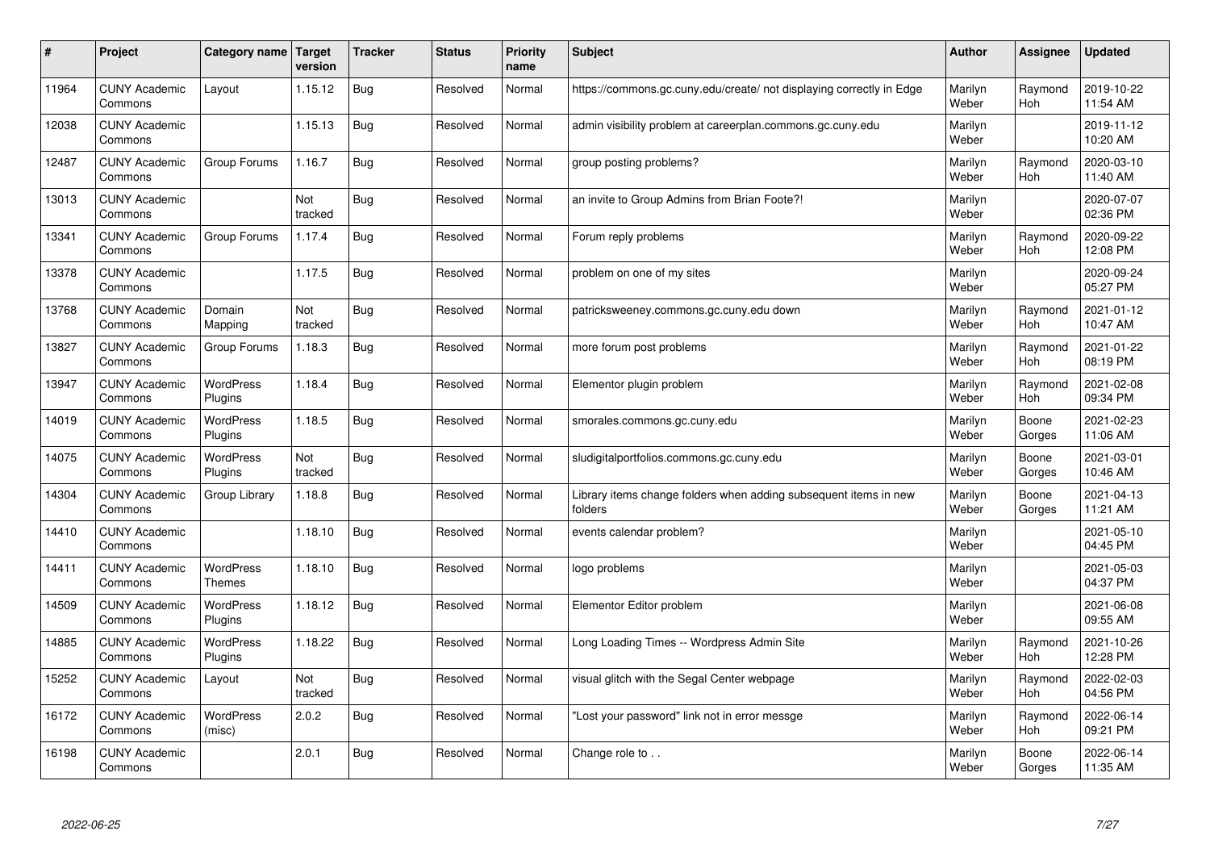| # | Project | Category name | Target version | Tracker | Status | Priority name | Subject | Author | Assignee | Updated |
|---|---|---|---|---|---|---|---|---|---|---|
| 11964 | CUNY Academic Commons | Layout | 1.15.12 | Bug | Resolved | Normal | https://commons.gc.cuny.edu/create/ not displaying correctly in Edge | Marilyn Weber | Raymond Hoh | 2019-10-22 11:54 AM |
| 12038 | CUNY Academic Commons | | 1.15.13 | Bug | Resolved | Normal | admin visibility problem at careerplan.commons.gc.cuny.edu | Marilyn Weber | | 2019-11-12 10:20 AM |
| 12487 | CUNY Academic Commons | Group Forums | 1.16.7 | Bug | Resolved | Normal | group posting problems? | Marilyn Weber | Raymond Hoh | 2020-03-10 11:40 AM |
| 13013 | CUNY Academic Commons | | Not tracked | Bug | Resolved | Normal | an invite to Group Admins from Brian Foote?! | Marilyn Weber | | 2020-07-07 02:36 PM |
| 13341 | CUNY Academic Commons | Group Forums | 1.17.4 | Bug | Resolved | Normal | Forum reply problems | Marilyn Weber | Raymond Hoh | 2020-09-22 12:08 PM |
| 13378 | CUNY Academic Commons | | 1.17.5 | Bug | Resolved | Normal | problem on one of my sites | Marilyn Weber | | 2020-09-24 05:27 PM |
| 13768 | CUNY Academic Commons | Domain Mapping | Not tracked | Bug | Resolved | Normal | patricksweeney.commons.gc.cuny.edu down | Marilyn Weber | Raymond Hoh | 2021-01-12 10:47 AM |
| 13827 | CUNY Academic Commons | Group Forums | 1.18.3 | Bug | Resolved | Normal | more forum post problems | Marilyn Weber | Raymond Hoh | 2021-01-22 08:19 PM |
| 13947 | CUNY Academic Commons | WordPress Plugins | 1.18.4 | Bug | Resolved | Normal | Elementor plugin problem | Marilyn Weber | Raymond Hoh | 2021-02-08 09:34 PM |
| 14019 | CUNY Academic Commons | WordPress Plugins | 1.18.5 | Bug | Resolved | Normal | smorales.commons.gc.cuny.edu | Marilyn Weber | Boone Gorges | 2021-02-23 11:06 AM |
| 14075 | CUNY Academic Commons | WordPress Plugins | Not tracked | Bug | Resolved | Normal | sludigitalportfolios.commons.gc.cuny.edu | Marilyn Weber | Boone Gorges | 2021-03-01 10:46 AM |
| 14304 | CUNY Academic Commons | Group Library | 1.18.8 | Bug | Resolved | Normal | Library items change folders when adding subsequent items in new folders | Marilyn Weber | Boone Gorges | 2021-04-13 11:21 AM |
| 14410 | CUNY Academic Commons | | 1.18.10 | Bug | Resolved | Normal | events calendar problem? | Marilyn Weber | | 2021-05-10 04:45 PM |
| 14411 | CUNY Academic Commons | WordPress Themes | 1.18.10 | Bug | Resolved | Normal | logo problems | Marilyn Weber | | 2021-05-03 04:37 PM |
| 14509 | CUNY Academic Commons | WordPress Plugins | 1.18.12 | Bug | Resolved | Normal | Elementor Editor problem | Marilyn Weber | | 2021-06-08 09:55 AM |
| 14885 | CUNY Academic Commons | WordPress Plugins | 1.18.22 | Bug | Resolved | Normal | Long Loading Times -- Wordpress Admin Site | Marilyn Weber | Raymond Hoh | 2021-10-26 12:28 PM |
| 15252 | CUNY Academic Commons | Layout | Not tracked | Bug | Resolved | Normal | visual glitch with the Segal Center webpage | Marilyn Weber | Raymond Hoh | 2022-02-03 04:56 PM |
| 16172 | CUNY Academic Commons | WordPress (misc) | 2.0.2 | Bug | Resolved | Normal | "Lost your password" link not in error messge | Marilyn Weber | Raymond Hoh | 2022-06-14 09:21 PM |
| 16198 | CUNY Academic Commons | | 2.0.1 | Bug | Resolved | Normal | Change role to . . | Marilyn Weber | Boone Gorges | 2022-06-14 11:35 AM |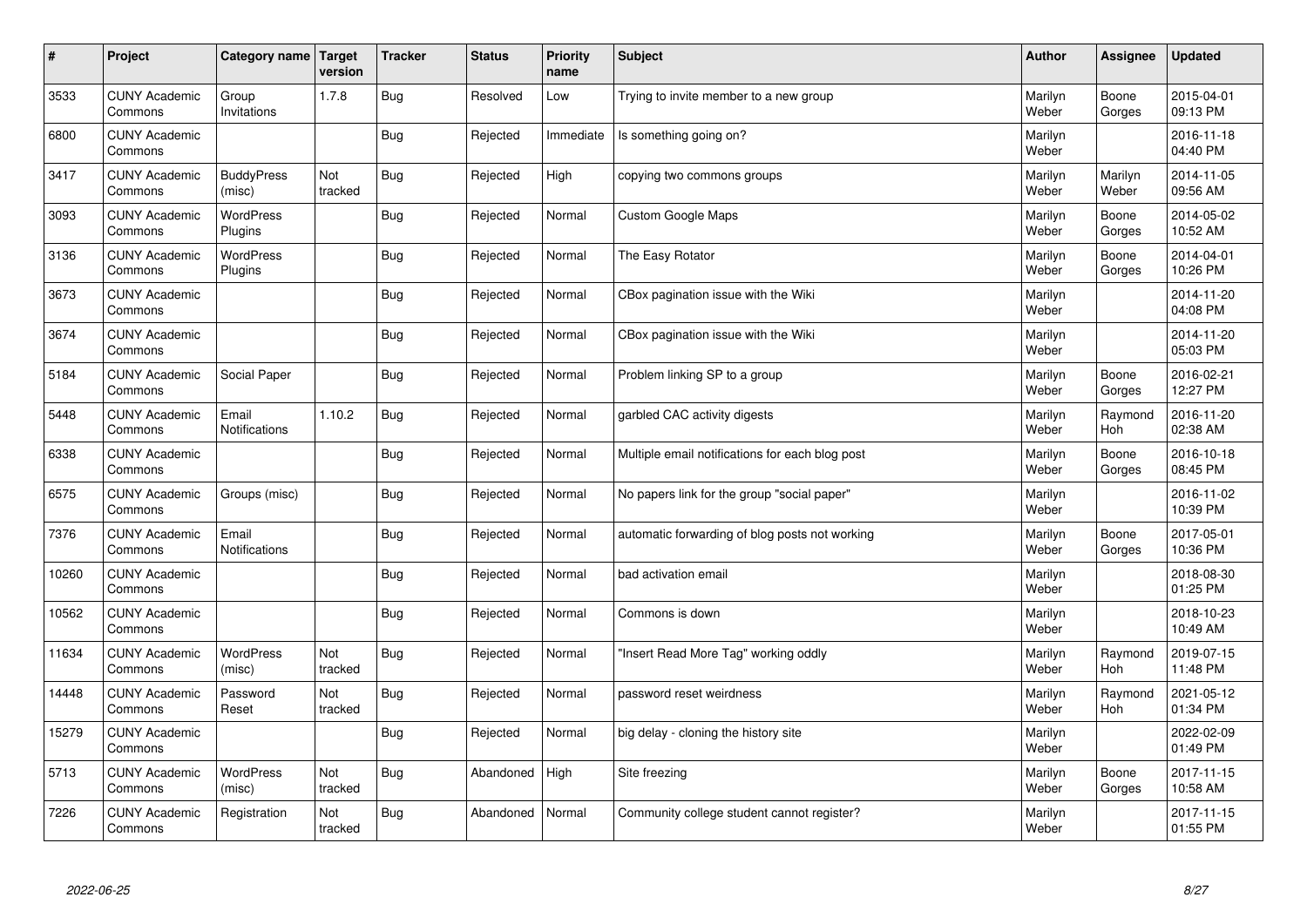| # | Project | Category name | Target version | Tracker | Status | Priority name | Subject | Author | Assignee | Updated |
|---|---|---|---|---|---|---|---|---|---|---|
| 3533 | CUNY Academic Commons | Group Invitations | 1.7.8 | Bug | Resolved | Low | Trying to invite member to a new group | Marilyn Weber | Boone Gorges | 2015-04-01 09:13 PM |
| 6800 | CUNY Academic Commons | | | Bug | Rejected | Immediate | Is something going on? | Marilyn Weber | | 2016-11-18 04:40 PM |
| 3417 | CUNY Academic Commons | BuddyPress (misc) | Not tracked | Bug | Rejected | High | copying two commons groups | Marilyn Weber | Marilyn Weber | 2014-11-05 09:56 AM |
| 3093 | CUNY Academic Commons | WordPress Plugins | | Bug | Rejected | Normal | Custom Google Maps | Marilyn Weber | Boone Gorges | 2014-05-02 10:52 AM |
| 3136 | CUNY Academic Commons | WordPress Plugins | | Bug | Rejected | Normal | The Easy Rotator | Marilyn Weber | Boone Gorges | 2014-04-01 10:26 PM |
| 3673 | CUNY Academic Commons | | | Bug | Rejected | Normal | CBox pagination issue with the Wiki | Marilyn Weber | | 2014-11-20 04:08 PM |
| 3674 | CUNY Academic Commons | | | Bug | Rejected | Normal | CBox pagination issue with the Wiki | Marilyn Weber | | 2014-11-20 05:03 PM |
| 5184 | CUNY Academic Commons | Social Paper | | Bug | Rejected | Normal | Problem linking SP to a group | Marilyn Weber | Boone Gorges | 2016-02-21 12:27 PM |
| 5448 | CUNY Academic Commons | Email Notifications | 1.10.2 | Bug | Rejected | Normal | garbled CAC activity digests | Marilyn Weber | Raymond Hoh | 2016-11-20 02:38 AM |
| 6338 | CUNY Academic Commons | | | Bug | Rejected | Normal | Multiple email notifications for each blog post | Marilyn Weber | Boone Gorges | 2016-10-18 08:45 PM |
| 6575 | CUNY Academic Commons | Groups (misc) | | Bug | Rejected | Normal | No papers link for the group "social paper" | Marilyn Weber | | 2016-11-02 10:39 PM |
| 7376 | CUNY Academic Commons | Email Notifications | | Bug | Rejected | Normal | automatic forwarding of blog posts not working | Marilyn Weber | Boone Gorges | 2017-05-01 10:36 PM |
| 10260 | CUNY Academic Commons | | | Bug | Rejected | Normal | bad activation email | Marilyn Weber | | 2018-08-30 01:25 PM |
| 10562 | CUNY Academic Commons | | | Bug | Rejected | Normal | Commons is down | Marilyn Weber | | 2018-10-23 10:49 AM |
| 11634 | CUNY Academic Commons | WordPress (misc) | Not tracked | Bug | Rejected | Normal | "Insert Read More Tag" working oddly | Marilyn Weber | Raymond Hoh | 2019-07-15 11:48 PM |
| 14448 | CUNY Academic Commons | Password Reset | Not tracked | Bug | Rejected | Normal | password reset weirdness | Marilyn Weber | Raymond Hoh | 2021-05-12 01:34 PM |
| 15279 | CUNY Academic Commons | | | Bug | Rejected | Normal | big delay - cloning the history site | Marilyn Weber | | 2022-02-09 01:49 PM |
| 5713 | CUNY Academic Commons | WordPress (misc) | Not tracked | Bug | Abandoned | High | Site freezing | Marilyn Weber | Boone Gorges | 2017-11-15 10:58 AM |
| 7226 | CUNY Academic Commons | Registration | Not tracked | Bug | Abandoned | Normal | Community college student cannot register? | Marilyn Weber | | 2017-11-15 01:55 PM |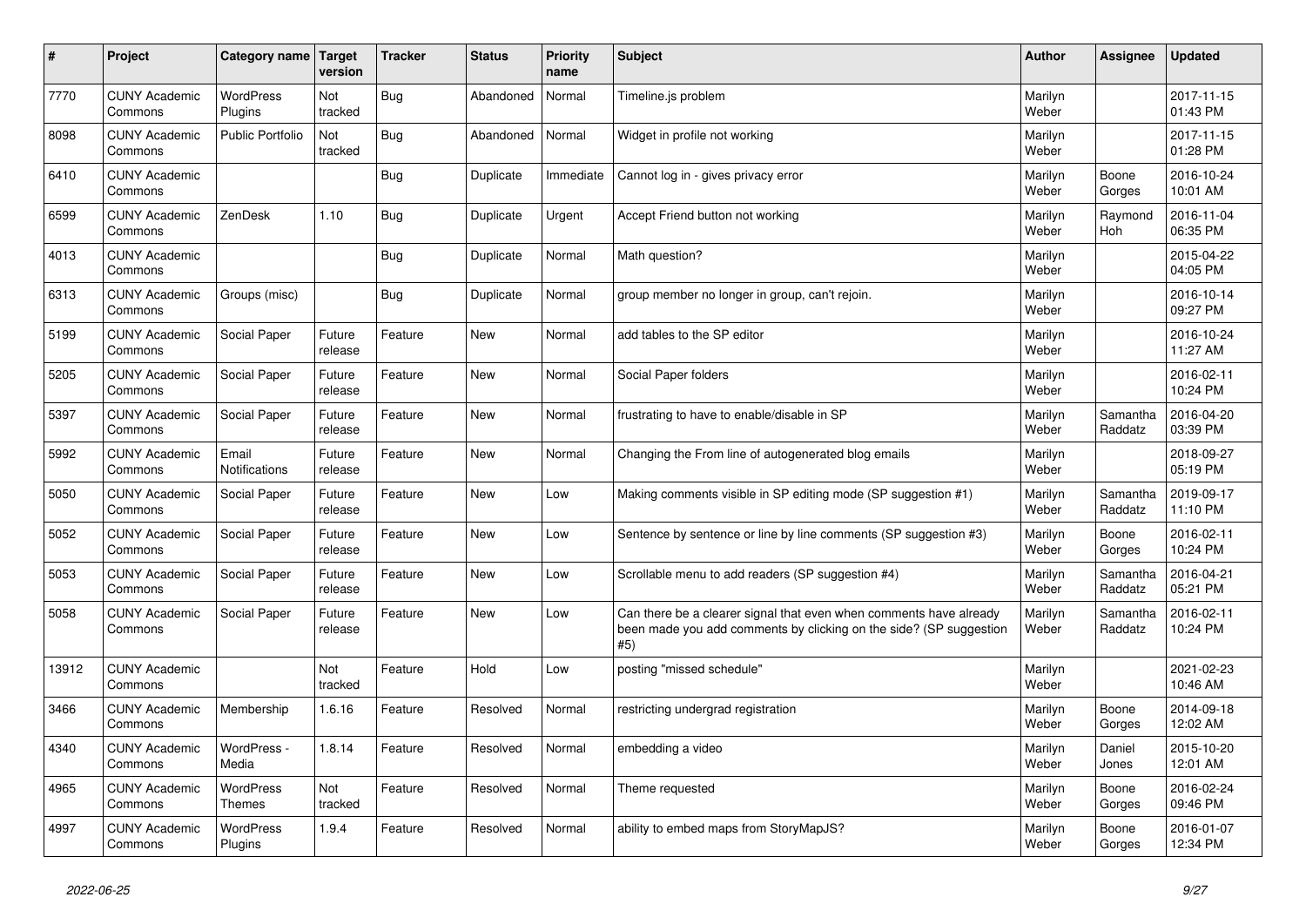| # | Project | Category name | Target version | Tracker | Status | Priority name | Subject | Author | Assignee | Updated |
|---|---|---|---|---|---|---|---|---|---|---|
| 7770 | CUNY Academic Commons | WordPress Plugins | Not tracked | Bug | Abandoned | Normal | Timeline.js problem | Marilyn Weber | | 2017-11-15 01:43 PM |
| 8098 | CUNY Academic Commons | Public Portfolio | Not tracked | Bug | Abandoned | Normal | Widget in profile not working | Marilyn Weber | | 2017-11-15 01:28 PM |
| 6410 | CUNY Academic Commons | | | Bug | Duplicate | Immediate | Cannot log in - gives privacy error | Marilyn Weber | Boone Gorges | 2016-10-24 10:01 AM |
| 6599 | CUNY Academic Commons | ZenDesk | 1.10 | Bug | Duplicate | Urgent | Accept Friend button not working | Marilyn Weber | Raymond Hoh | 2016-11-04 06:35 PM |
| 4013 | CUNY Academic Commons | | | Bug | Duplicate | Normal | Math question? | Marilyn Weber | | 2015-04-22 04:05 PM |
| 6313 | CUNY Academic Commons | Groups (misc) | | Bug | Duplicate | Normal | group member no longer in group, can't rejoin. | Marilyn Weber | | 2016-10-14 09:27 PM |
| 5199 | CUNY Academic Commons | Social Paper | Future release | Feature | New | Normal | add tables to the SP editor | Marilyn Weber | | 2016-10-24 11:27 AM |
| 5205 | CUNY Academic Commons | Social Paper | Future release | Feature | New | Normal | Social Paper folders | Marilyn Weber | | 2016-02-11 10:24 PM |
| 5397 | CUNY Academic Commons | Social Paper | Future release | Feature | New | Normal | frustrating to have to enable/disable in SP | Marilyn Weber | Samantha Raddatz | 2016-04-20 03:39 PM |
| 5992 | CUNY Academic Commons | Email Notifications | Future release | Feature | New | Normal | Changing the From line of autogenerated blog emails | Marilyn Weber | | 2018-09-27 05:19 PM |
| 5050 | CUNY Academic Commons | Social Paper | Future release | Feature | New | Low | Making comments visible in SP editing mode (SP suggestion #1) | Marilyn Weber | Samantha Raddatz | 2019-09-17 11:10 PM |
| 5052 | CUNY Academic Commons | Social Paper | Future release | Feature | New | Low | Sentence by sentence or line by line comments (SP suggestion #3) | Marilyn Weber | Boone Gorges | 2016-02-11 10:24 PM |
| 5053 | CUNY Academic Commons | Social Paper | Future release | Feature | New | Low | Scrollable menu to add readers (SP suggestion #4) | Marilyn Weber | Samantha Raddatz | 2016-04-21 05:21 PM |
| 5058 | CUNY Academic Commons | Social Paper | Future release | Feature | New | Low | Can there be a clearer signal that even when comments have already been made you add comments by clicking on the side? (SP suggestion #5) | Marilyn Weber | Samantha Raddatz | 2016-02-11 10:24 PM |
| 13912 | CUNY Academic Commons | | Not tracked | Feature | Hold | Low | posting "missed schedule" | Marilyn Weber | | 2021-02-23 10:46 AM |
| 3466 | CUNY Academic Commons | Membership | 1.6.16 | Feature | Resolved | Normal | restricting undergrad registration | Marilyn Weber | Boone Gorges | 2014-09-18 12:02 AM |
| 4340 | CUNY Academic Commons | WordPress - Media | 1.8.14 | Feature | Resolved | Normal | embedding a video | Marilyn Weber | Daniel Jones | 2015-10-20 12:01 AM |
| 4965 | CUNY Academic Commons | WordPress Themes | Not tracked | Feature | Resolved | Normal | Theme requested | Marilyn Weber | Boone Gorges | 2016-02-24 09:46 PM |
| 4997 | CUNY Academic Commons | WordPress Plugins | 1.9.4 | Feature | Resolved | Normal | ability to embed maps from StoryMapJS? | Marilyn Weber | Boone Gorges | 2016-01-07 12:34 PM |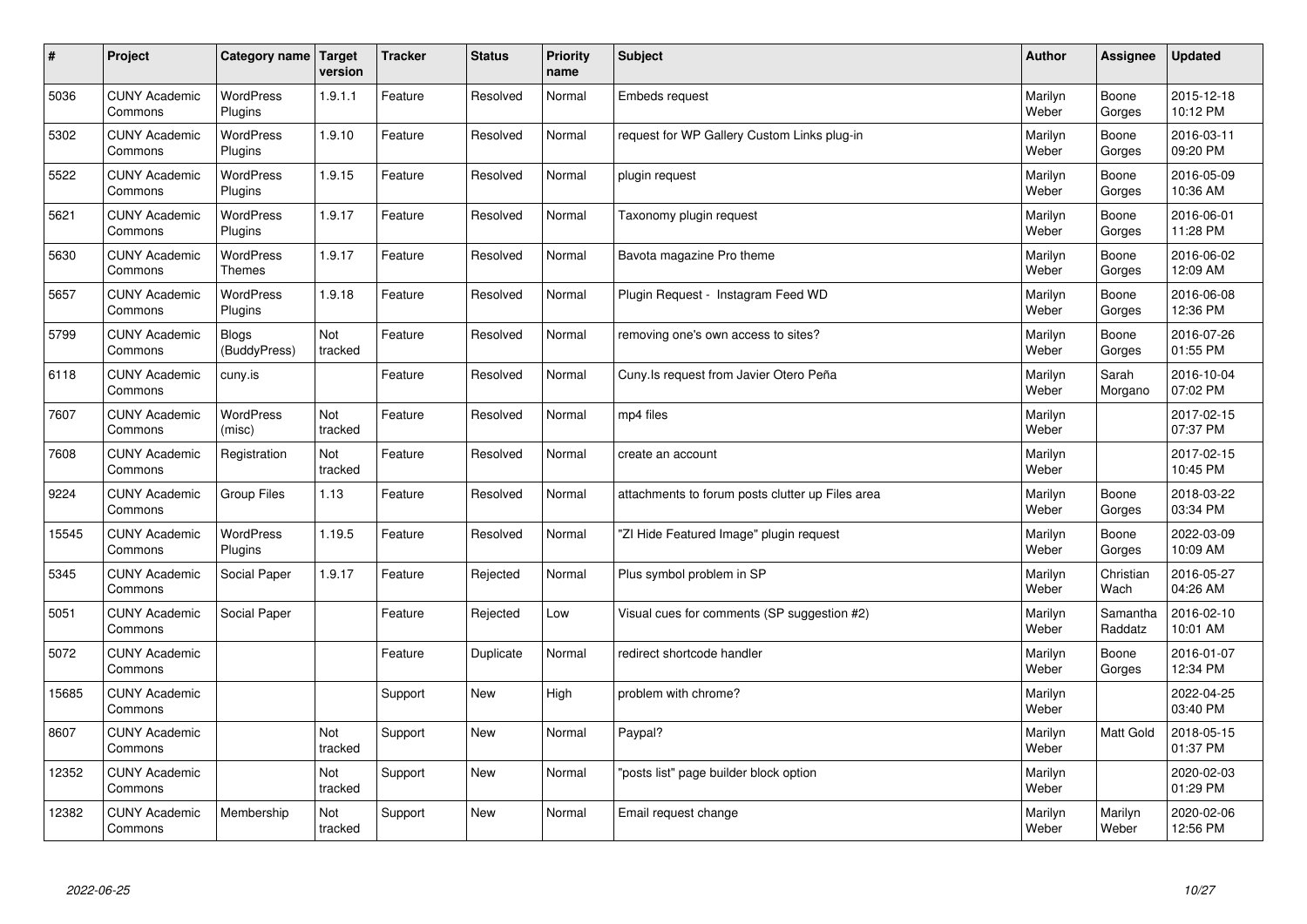| # | Project | Category name | Target version | Tracker | Status | Priority name | Subject | Author | Assignee | Updated |
|---|---|---|---|---|---|---|---|---|---|---|
| 5036 | CUNY Academic Commons | WordPress Plugins | 1.9.1.1 | Feature | Resolved | Normal | Embeds request | Marilyn Weber | Boone Gorges | 2015-12-18 10:12 PM |
| 5302 | CUNY Academic Commons | WordPress Plugins | 1.9.10 | Feature | Resolved | Normal | request for WP Gallery Custom Links plug-in | Marilyn Weber | Boone Gorges | 2016-03-11 09:20 PM |
| 5522 | CUNY Academic Commons | WordPress Plugins | 1.9.15 | Feature | Resolved | Normal | plugin request | Marilyn Weber | Boone Gorges | 2016-05-09 10:36 AM |
| 5621 | CUNY Academic Commons | WordPress Plugins | 1.9.17 | Feature | Resolved | Normal | Taxonomy plugin request | Marilyn Weber | Boone Gorges | 2016-06-01 11:28 PM |
| 5630 | CUNY Academic Commons | WordPress Themes | 1.9.17 | Feature | Resolved | Normal | Bavota magazine Pro theme | Marilyn Weber | Boone Gorges | 2016-06-02 12:09 AM |
| 5657 | CUNY Academic Commons | WordPress Plugins | 1.9.18 | Feature | Resolved | Normal | Plugin Request - Instagram Feed WD | Marilyn Weber | Boone Gorges | 2016-06-08 12:36 PM |
| 5799 | CUNY Academic Commons | Blogs (BuddyPress) | Not tracked | Feature | Resolved | Normal | removing one's own access to sites? | Marilyn Weber | Boone Gorges | 2016-07-26 01:55 PM |
| 6118 | CUNY Academic Commons | cuny.is | | Feature | Resolved | Normal | Cuny.Is request from Javier Otero Peña | Marilyn Weber | Sarah Morgano | 2016-10-04 07:02 PM |
| 7607 | CUNY Academic Commons | WordPress (misc) | Not tracked | Feature | Resolved | Normal | mp4 files | Marilyn Weber | | 2017-02-15 07:37 PM |
| 7608 | CUNY Academic Commons | Registration | Not tracked | Feature | Resolved | Normal | create an account | Marilyn Weber | | 2017-02-15 10:45 PM |
| 9224 | CUNY Academic Commons | Group Files | 1.13 | Feature | Resolved | Normal | attachments to forum posts clutter up Files area | Marilyn Weber | Boone Gorges | 2018-03-22 03:34 PM |
| 15545 | CUNY Academic Commons | WordPress Plugins | 1.19.5 | Feature | Resolved | Normal | "ZI Hide Featured Image" plugin request | Marilyn Weber | Boone Gorges | 2022-03-09 10:09 AM |
| 5345 | CUNY Academic Commons | Social Paper | 1.9.17 | Feature | Rejected | Normal | Plus symbol problem in SP | Marilyn Weber | Christian Wach | 2016-05-27 04:26 AM |
| 5051 | CUNY Academic Commons | Social Paper | | Feature | Rejected | Low | Visual cues for comments (SP suggestion #2) | Marilyn Weber | Samantha Raddatz | 2016-02-10 10:01 AM |
| 5072 | CUNY Academic Commons | | | Feature | Duplicate | Normal | redirect shortcode handler | Marilyn Weber | Boone Gorges | 2016-01-07 12:34 PM |
| 15685 | CUNY Academic Commons | | | Support | New | High | problem with chrome? | Marilyn Weber | | 2022-04-25 03:40 PM |
| 8607 | CUNY Academic Commons | | Not tracked | Support | New | Normal | Paypal? | Marilyn Weber | Matt Gold | 2018-05-15 01:37 PM |
| 12352 | CUNY Academic Commons | | Not tracked | Support | New | Normal | "posts list" page builder block option | Marilyn Weber | | 2020-02-03 01:29 PM |
| 12382 | CUNY Academic Commons | Membership | Not tracked | Support | New | Normal | Email request change | Marilyn Weber | Marilyn Weber | 2020-02-06 12:56 PM |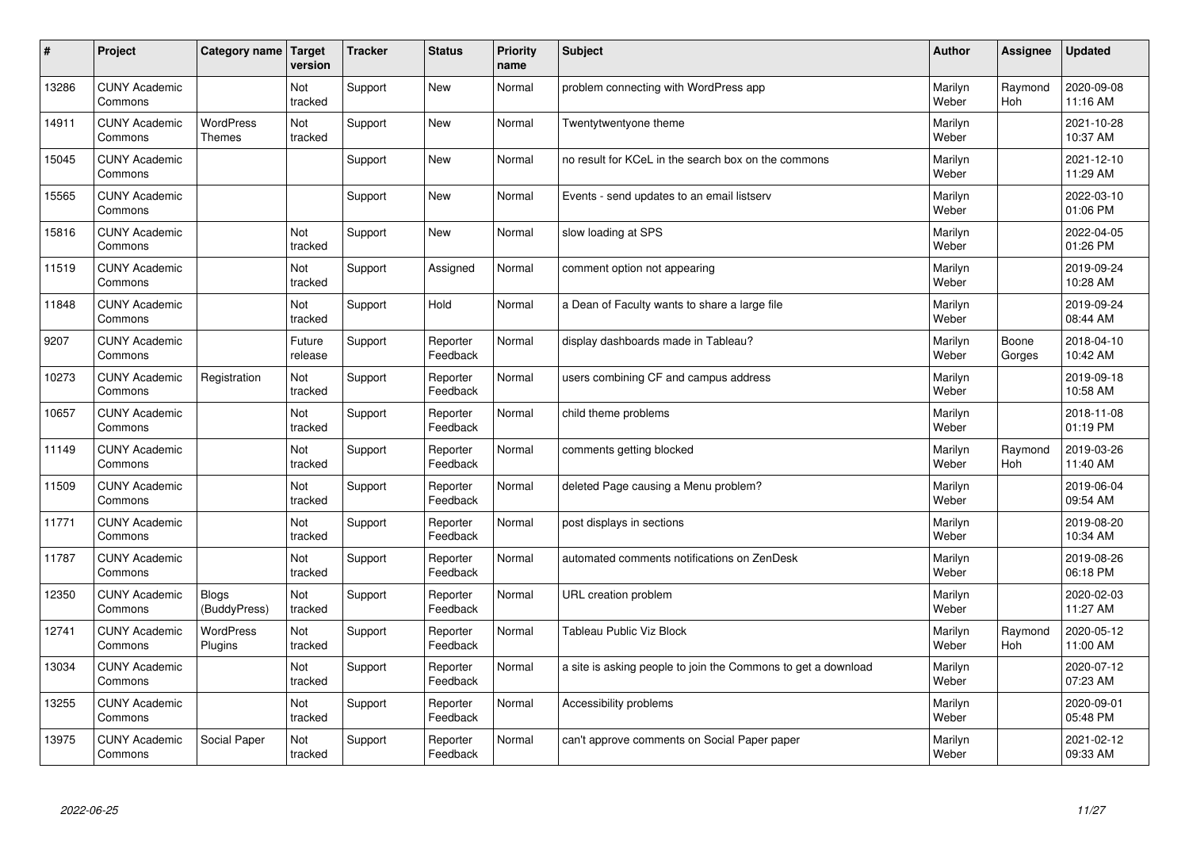| # | Project | Category name | Target version | Tracker | Status | Priority name | Subject | Author | Assignee | Updated |
|---|---|---|---|---|---|---|---|---|---|---|
| 13286 | CUNY Academic Commons | | Not tracked | Support | New | Normal | problem connecting with WordPress app | Marilyn Weber | Raymond Hoh | 2020-09-08 11:16 AM |
| 14911 | CUNY Academic Commons | WordPress Themes | Not tracked | Support | New | Normal | Twentytwentyone theme | Marilyn Weber | | 2021-10-28 10:37 AM |
| 15045 | CUNY Academic Commons | | | Support | New | Normal | no result for KCeL in the search box on the commons | Marilyn Weber | | 2021-12-10 11:29 AM |
| 15565 | CUNY Academic Commons | | | Support | New | Normal | Events - send updates to an email listserv | Marilyn Weber | | 2022-03-10 01:06 PM |
| 15816 | CUNY Academic Commons | | Not tracked | Support | New | Normal | slow loading at SPS | Marilyn Weber | | 2022-04-05 01:26 PM |
| 11519 | CUNY Academic Commons | | Not tracked | Support | Assigned | Normal | comment option not appearing | Marilyn Weber | | 2019-09-24 10:28 AM |
| 11848 | CUNY Academic Commons | | Not tracked | Support | Hold | Normal | a Dean of Faculty wants to share a large file | Marilyn Weber | | 2019-09-24 08:44 AM |
| 9207 | CUNY Academic Commons | | Future release | Support | Reporter Feedback | Normal | display dashboards made in Tableau? | Marilyn Weber | Boone Gorges | 2018-04-10 10:42 AM |
| 10273 | CUNY Academic Commons | Registration | Not tracked | Support | Reporter Feedback | Normal | users combining CF and campus address | Marilyn Weber | | 2019-09-18 10:58 AM |
| 10657 | CUNY Academic Commons | | Not tracked | Support | Reporter Feedback | Normal | child theme problems | Marilyn Weber | | 2018-11-08 01:19 PM |
| 11149 | CUNY Academic Commons | | Not tracked | Support | Reporter Feedback | Normal | comments getting blocked | Marilyn Weber | Raymond Hoh | 2019-03-26 11:40 AM |
| 11509 | CUNY Academic Commons | | Not tracked | Support | Reporter Feedback | Normal | deleted Page causing a Menu problem? | Marilyn Weber | | 2019-06-04 09:54 AM |
| 11771 | CUNY Academic Commons | | Not tracked | Support | Reporter Feedback | Normal | post displays in sections | Marilyn Weber | | 2019-08-20 10:34 AM |
| 11787 | CUNY Academic Commons | | Not tracked | Support | Reporter Feedback | Normal | automated comments notifications on ZenDesk | Marilyn Weber | | 2019-08-26 06:18 PM |
| 12350 | CUNY Academic Commons | Blogs (BuddyPress) | Not tracked | Support | Reporter Feedback | Normal | URL creation problem | Marilyn Weber | | 2020-02-03 11:27 AM |
| 12741 | CUNY Academic Commons | WordPress Plugins | Not tracked | Support | Reporter Feedback | Normal | Tableau Public Viz Block | Marilyn Weber | Raymond Hoh | 2020-05-12 11:00 AM |
| 13034 | CUNY Academic Commons | | Not tracked | Support | Reporter Feedback | Normal | a site is asking people to join the Commons to get a download | Marilyn Weber | | 2020-07-12 07:23 AM |
| 13255 | CUNY Academic Commons | | Not tracked | Support | Reporter Feedback | Normal | Accessibility problems | Marilyn Weber | | 2020-09-01 05:48 PM |
| 13975 | CUNY Academic Commons | Social Paper | Not tracked | Support | Reporter Feedback | Normal | can't approve comments on Social Paper paper | Marilyn Weber | | 2021-02-12 09:33 AM |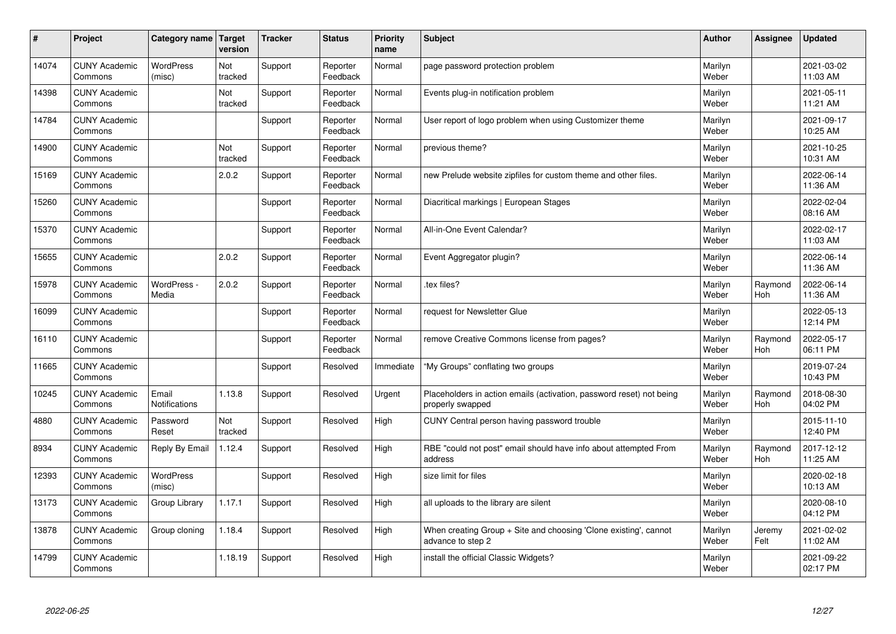| # | Project | Category name | Target version | Tracker | Status | Priority name | Subject | Author | Assignee | Updated |
|---|---|---|---|---|---|---|---|---|---|---|
| 14074 | CUNY Academic Commons | WordPress (misc) | Not tracked | Support | Reporter Feedback | Normal | page password protection problem | Marilyn Weber | | 2021-03-02 11:03 AM |
| 14398 | CUNY Academic Commons | | Not tracked | Support | Reporter Feedback | Normal | Events plug-in notification problem | Marilyn Weber | | 2021-05-11 11:21 AM |
| 14784 | CUNY Academic Commons | | | Support | Reporter Feedback | Normal | User report of logo problem when using Customizer theme | Marilyn Weber | | 2021-09-17 10:25 AM |
| 14900 | CUNY Academic Commons | | Not tracked | Support | Reporter Feedback | Normal | previous theme? | Marilyn Weber | | 2021-10-25 10:31 AM |
| 15169 | CUNY Academic Commons | | 2.0.2 | Support | Reporter Feedback | Normal | new Prelude website zipfiles for custom theme and other files. | Marilyn Weber | | 2022-06-14 11:36 AM |
| 15260 | CUNY Academic Commons | | | Support | Reporter Feedback | Normal | Diacritical markings \| European Stages | Marilyn Weber | | 2022-02-04 08:16 AM |
| 15370 | CUNY Academic Commons | | | Support | Reporter Feedback | Normal | All-in-One Event Calendar? | Marilyn Weber | | 2022-02-17 11:03 AM |
| 15655 | CUNY Academic Commons | | 2.0.2 | Support | Reporter Feedback | Normal | Event Aggregator plugin? | Marilyn Weber | | 2022-06-14 11:36 AM |
| 15978 | CUNY Academic Commons | WordPress - Media | 2.0.2 | Support | Reporter Feedback | Normal | .tex files? | Marilyn Weber | Raymond Hoh | 2022-06-14 11:36 AM |
| 16099 | CUNY Academic Commons | | | Support | Reporter Feedback | Normal | request for Newsletter Glue | Marilyn Weber | | 2022-05-13 12:14 PM |
| 16110 | CUNY Academic Commons | | | Support | Reporter Feedback | Normal | remove Creative Commons license from pages? | Marilyn Weber | Raymond Hoh | 2022-05-17 06:11 PM |
| 11665 | CUNY Academic Commons | | | Support | Resolved | Immediate | "My Groups" conflating two groups | Marilyn Weber | | 2019-07-24 10:43 PM |
| 10245 | CUNY Academic Commons | Email Notifications | 1.13.8 | Support | Resolved | Urgent | Placeholders in action emails (activation, password reset) not being properly swapped | Marilyn Weber | Raymond Hoh | 2018-08-30 04:02 PM |
| 4880 | CUNY Academic Commons | Password Reset | Not tracked | Support | Resolved | High | CUNY Central person having password trouble | Marilyn Weber | | 2015-11-10 12:40 PM |
| 8934 | CUNY Academic Commons | Reply By Email | 1.12.4 | Support | Resolved | High | RBE "could not post" email should have info about attempted From address | Marilyn Weber | Raymond Hoh | 2017-12-12 11:25 AM |
| 12393 | CUNY Academic Commons | WordPress (misc) | | Support | Resolved | High | size limit for files | Marilyn Weber | | 2020-02-18 10:13 AM |
| 13173 | CUNY Academic Commons | Group Library | 1.17.1 | Support | Resolved | High | all uploads to the library are silent | Marilyn Weber | | 2020-08-10 04:12 PM |
| 13878 | CUNY Academic Commons | Group cloning | 1.18.4 | Support | Resolved | High | When creating Group + Site and choosing 'Clone existing', cannot advance to step 2 | Marilyn Weber | Jeremy Felt | 2021-02-02 11:02 AM |
| 14799 | CUNY Academic Commons | | 1.18.19 | Support | Resolved | High | install the official Classic Widgets? | Marilyn Weber | | 2021-09-22 02:17 PM |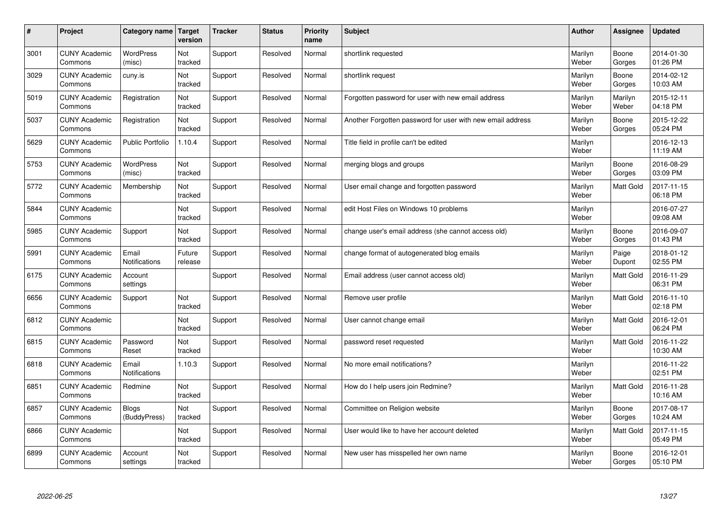| # | Project | Category name | Target version | Tracker | Status | Priority name | Subject | Author | Assignee | Updated |
|---|---|---|---|---|---|---|---|---|---|---|
| 3001 | CUNY Academic Commons | WordPress (misc) | Not tracked | Support | Resolved | Normal | shortlink requested | Marilyn Weber | Boone Gorges | 2014-01-30 01:26 PM |
| 3029 | CUNY Academic Commons | cuny.is | Not tracked | Support | Resolved | Normal | shortlink request | Marilyn Weber | Boone Gorges | 2014-02-12 10:03 AM |
| 5019 | CUNY Academic Commons | Registration | Not tracked | Support | Resolved | Normal | Forgotten password for user with new email address | Marilyn Weber | Marilyn Weber | 2015-12-11 04:18 PM |
| 5037 | CUNY Academic Commons | Registration | Not tracked | Support | Resolved | Normal | Another Forgotten password for user with new email address | Marilyn Weber | Boone Gorges | 2015-12-22 05:24 PM |
| 5629 | CUNY Academic Commons | Public Portfolio | 1.10.4 | Support | Resolved | Normal | Title field in profile can't be edited | Marilyn Weber | | 2016-12-13 11:19 AM |
| 5753 | CUNY Academic Commons | WordPress (misc) | Not tracked | Support | Resolved | Normal | merging blogs and groups | Marilyn Weber | Boone Gorges | 2016-08-29 03:09 PM |
| 5772 | CUNY Academic Commons | Membership | Not tracked | Support | Resolved | Normal | User email change and forgotten password | Marilyn Weber | Matt Gold | 2017-11-15 06:18 PM |
| 5844 | CUNY Academic Commons | | Not tracked | Support | Resolved | Normal | edit Host Files on Windows 10 problems | Marilyn Weber | | 2016-07-27 09:08 AM |
| 5985 | CUNY Academic Commons | Support | Not tracked | Support | Resolved | Normal | change user's email address (she cannot access old) | Marilyn Weber | Boone Gorges | 2016-09-07 01:43 PM |
| 5991 | CUNY Academic Commons | Email Notifications | Future release | Support | Resolved | Normal | change format of autogenerated blog emails | Marilyn Weber | Paige Dupont | 2018-01-12 02:55 PM |
| 6175 | CUNY Academic Commons | Account settings | | Support | Resolved | Normal | Email address (user cannot access old) | Marilyn Weber | Matt Gold | 2016-11-29 06:31 PM |
| 6656 | CUNY Academic Commons | Support | Not tracked | Support | Resolved | Normal | Remove user profile | Marilyn Weber | Matt Gold | 2016-11-10 02:18 PM |
| 6812 | CUNY Academic Commons | | Not tracked | Support | Resolved | Normal | User cannot change email | Marilyn Weber | Matt Gold | 2016-12-01 06:24 PM |
| 6815 | CUNY Academic Commons | Password Reset | Not tracked | Support | Resolved | Normal | password reset requested | Marilyn Weber | Matt Gold | 2016-11-22 10:30 AM |
| 6818 | CUNY Academic Commons | Email Notifications | 1.10.3 | Support | Resolved | Normal | No more email notifications? | Marilyn Weber | | 2016-11-22 02:51 PM |
| 6851 | CUNY Academic Commons | Redmine | Not tracked | Support | Resolved | Normal | How do I help users join Redmine? | Marilyn Weber | Matt Gold | 2016-11-28 10:16 AM |
| 6857 | CUNY Academic Commons | Blogs (BuddyPress) | Not tracked | Support | Resolved | Normal | Committee on Religion website | Marilyn Weber | Boone Gorges | 2017-08-17 10:24 AM |
| 6866 | CUNY Academic Commons | | Not tracked | Support | Resolved | Normal | User would like to have her account deleted | Marilyn Weber | Matt Gold | 2017-11-15 05:49 PM |
| 6899 | CUNY Academic Commons | Account settings | Not tracked | Support | Resolved | Normal | New user has misspelled her own name | Marilyn Weber | Boone Gorges | 2016-12-01 05:10 PM |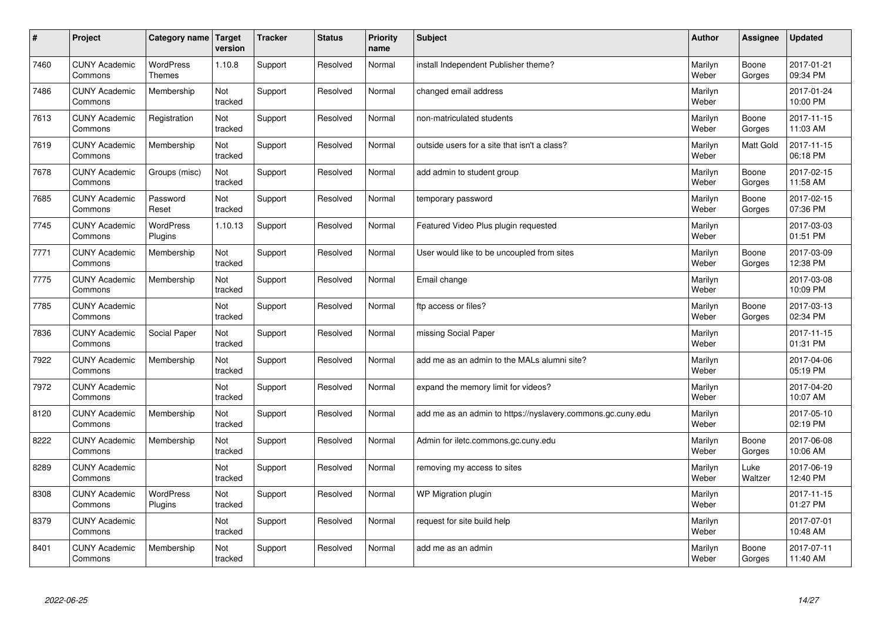| # | Project | Category name | Target version | Tracker | Status | Priority name | Subject | Author | Assignee | Updated |
|---|---|---|---|---|---|---|---|---|---|---|
| 7460 | CUNY Academic Commons | WordPress Themes | 1.10.8 | Support | Resolved | Normal | install Independent Publisher theme? | Marilyn Weber | Boone Gorges | 2017-01-21 09:34 PM |
| 7486 | CUNY Academic Commons | Membership | Not tracked | Support | Resolved | Normal | changed email address | Marilyn Weber | | 2017-01-24 10:00 PM |
| 7613 | CUNY Academic Commons | Registration | Not tracked | Support | Resolved | Normal | non-matriculated students | Marilyn Weber | Boone Gorges | 2017-11-15 11:03 AM |
| 7619 | CUNY Academic Commons | Membership | Not tracked | Support | Resolved | Normal | outside users for a site that isn't a class? | Marilyn Weber | Matt Gold | 2017-11-15 06:18 PM |
| 7678 | CUNY Academic Commons | Groups (misc) | Not tracked | Support | Resolved | Normal | add admin to student group | Marilyn Weber | Boone Gorges | 2017-02-15 11:58 AM |
| 7685 | CUNY Academic Commons | Password Reset | Not tracked | Support | Resolved | Normal | temporary password | Marilyn Weber | Boone Gorges | 2017-02-15 07:36 PM |
| 7745 | CUNY Academic Commons | WordPress Plugins | 1.10.13 | Support | Resolved | Normal | Featured Video Plus plugin requested | Marilyn Weber | | 2017-03-03 01:51 PM |
| 7771 | CUNY Academic Commons | Membership | Not tracked | Support | Resolved | Normal | User would like to be uncoupled from sites | Marilyn Weber | Boone Gorges | 2017-03-09 12:38 PM |
| 7775 | CUNY Academic Commons | Membership | Not tracked | Support | Resolved | Normal | Email change | Marilyn Weber | | 2017-03-08 10:09 PM |
| 7785 | CUNY Academic Commons | | Not tracked | Support | Resolved | Normal | ftp access or files? | Marilyn Weber | Boone Gorges | 2017-03-13 02:34 PM |
| 7836 | CUNY Academic Commons | Social Paper | Not tracked | Support | Resolved | Normal | missing Social Paper | Marilyn Weber | | 2017-11-15 01:31 PM |
| 7922 | CUNY Academic Commons | Membership | Not tracked | Support | Resolved | Normal | add me as an admin to the MALs alumni site? | Marilyn Weber | | 2017-04-06 05:19 PM |
| 7972 | CUNY Academic Commons | | Not tracked | Support | Resolved | Normal | expand the memory limit for videos? | Marilyn Weber | | 2017-04-20 10:07 AM |
| 8120 | CUNY Academic Commons | Membership | Not tracked | Support | Resolved | Normal | add me as an admin to https://nyslavery.commons.gc.cuny.edu | Marilyn Weber | | 2017-05-10 02:19 PM |
| 8222 | CUNY Academic Commons | Membership | Not tracked | Support | Resolved | Normal | Admin for iletc.commons.gc.cuny.edu | Marilyn Weber | Boone Gorges | 2017-06-08 10:06 AM |
| 8289 | CUNY Academic Commons | | Not tracked | Support | Resolved | Normal | removing my access to sites | Marilyn Weber | Luke Waltzer | 2017-06-19 12:40 PM |
| 8308 | CUNY Academic Commons | WordPress Plugins | Not tracked | Support | Resolved | Normal | WP Migration plugin | Marilyn Weber | | 2017-11-15 01:27 PM |
| 8379 | CUNY Academic Commons | | Not tracked | Support | Resolved | Normal | request for site build help | Marilyn Weber | | 2017-07-01 10:48 AM |
| 8401 | CUNY Academic Commons | Membership | Not tracked | Support | Resolved | Normal | add me as an admin | Marilyn Weber | Boone Gorges | 2017-07-11 11:40 AM |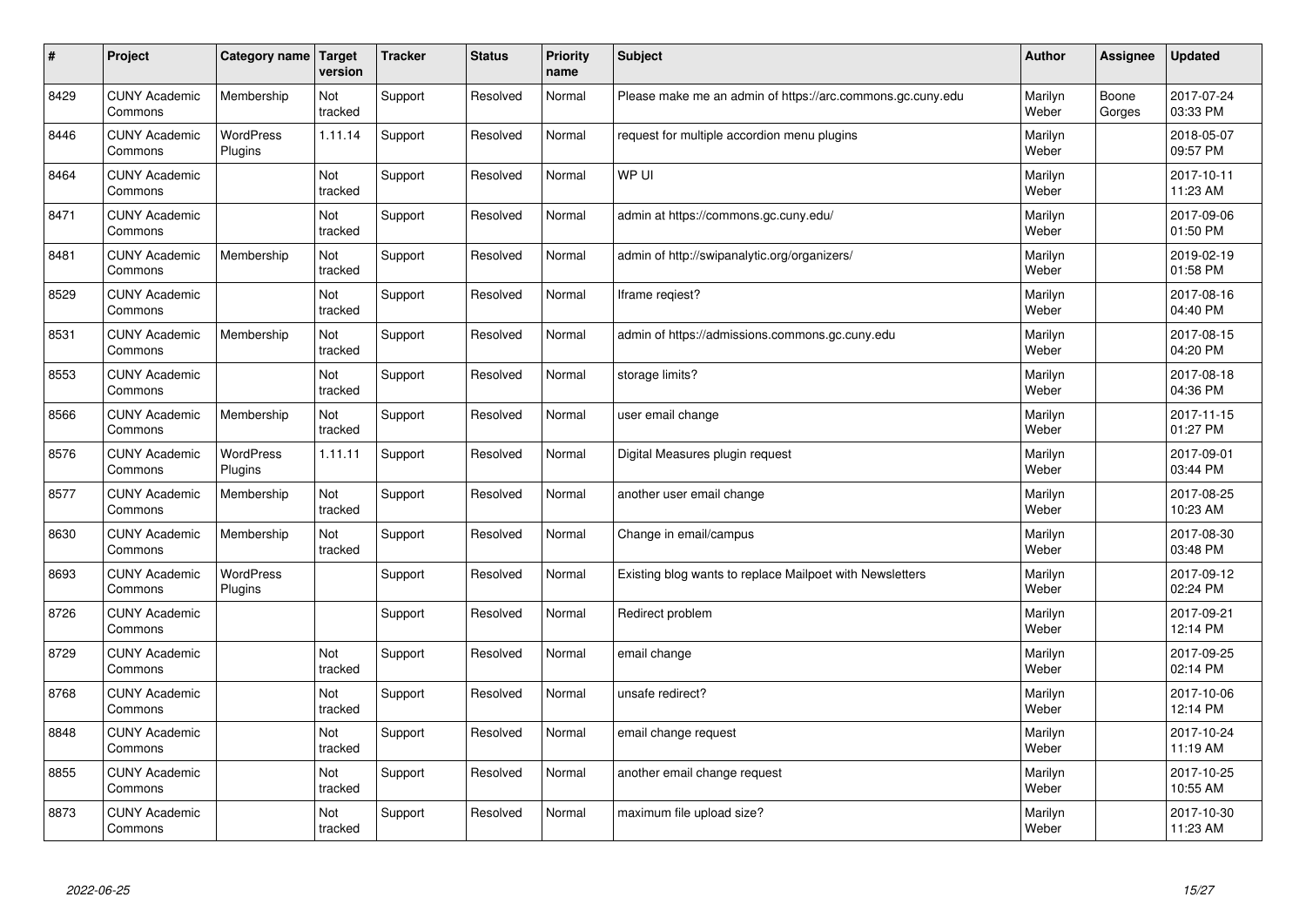| # | Project | Category name | Target version | Tracker | Status | Priority name | Subject | Author | Assignee | Updated |
|---|---|---|---|---|---|---|---|---|---|---|
| 8429 | CUNY Academic Commons | Membership | Not tracked | Support | Resolved | Normal | Please make me an admin of https://arc.commons.gc.cuny.edu | Marilyn Weber | Boone Gorges | 2017-07-24 03:33 PM |
| 8446 | CUNY Academic Commons | WordPress Plugins | 1.11.14 | Support | Resolved | Normal | request for multiple accordion menu plugins | Marilyn Weber | | 2018-05-07 09:57 PM |
| 8464 | CUNY Academic Commons | | Not tracked | Support | Resolved | Normal | WP UI | Marilyn Weber | | 2017-10-11 11:23 AM |
| 8471 | CUNY Academic Commons | | Not tracked | Support | Resolved | Normal | admin at https://commons.gc.cuny.edu/ | Marilyn Weber | | 2017-09-06 01:50 PM |
| 8481 | CUNY Academic Commons | Membership | Not tracked | Support | Resolved | Normal | admin of http://swipanalytic.org/organizers/ | Marilyn Weber | | 2019-02-19 01:58 PM |
| 8529 | CUNY Academic Commons | | Not tracked | Support | Resolved | Normal | Iframe reqiest? | Marilyn Weber | | 2017-08-16 04:40 PM |
| 8531 | CUNY Academic Commons | Membership | Not tracked | Support | Resolved | Normal | admin of https://admissions.commons.gc.cuny.edu | Marilyn Weber | | 2017-08-15 04:20 PM |
| 8553 | CUNY Academic Commons | | Not tracked | Support | Resolved | Normal | storage limits? | Marilyn Weber | | 2017-08-18 04:36 PM |
| 8566 | CUNY Academic Commons | Membership | Not tracked | Support | Resolved | Normal | user email change | Marilyn Weber | | 2017-11-15 01:27 PM |
| 8576 | CUNY Academic Commons | WordPress Plugins | 1.11.11 | Support | Resolved | Normal | Digital Measures plugin request | Marilyn Weber | | 2017-09-01 03:44 PM |
| 8577 | CUNY Academic Commons | Membership | Not tracked | Support | Resolved | Normal | another user email change | Marilyn Weber | | 2017-08-25 10:23 AM |
| 8630 | CUNY Academic Commons | Membership | Not tracked | Support | Resolved | Normal | Change in email/campus | Marilyn Weber | | 2017-08-30 03:48 PM |
| 8693 | CUNY Academic Commons | WordPress Plugins | | Support | Resolved | Normal | Existing blog wants to replace Mailpoet with Newsletters | Marilyn Weber | | 2017-09-12 02:24 PM |
| 8726 | CUNY Academic Commons | | | Support | Resolved | Normal | Redirect problem | Marilyn Weber | | 2017-09-21 12:14 PM |
| 8729 | CUNY Academic Commons | | Not tracked | Support | Resolved | Normal | email change | Marilyn Weber | | 2017-09-25 02:14 PM |
| 8768 | CUNY Academic Commons | | Not tracked | Support | Resolved | Normal | unsafe redirect? | Marilyn Weber | | 2017-10-06 12:14 PM |
| 8848 | CUNY Academic Commons | | Not tracked | Support | Resolved | Normal | email change request | Marilyn Weber | | 2017-10-24 11:19 AM |
| 8855 | CUNY Academic Commons | | Not tracked | Support | Resolved | Normal | another email change request | Marilyn Weber | | 2017-10-25 10:55 AM |
| 8873 | CUNY Academic Commons | | Not tracked | Support | Resolved | Normal | maximum file upload size? | Marilyn Weber | | 2017-10-30 11:23 AM |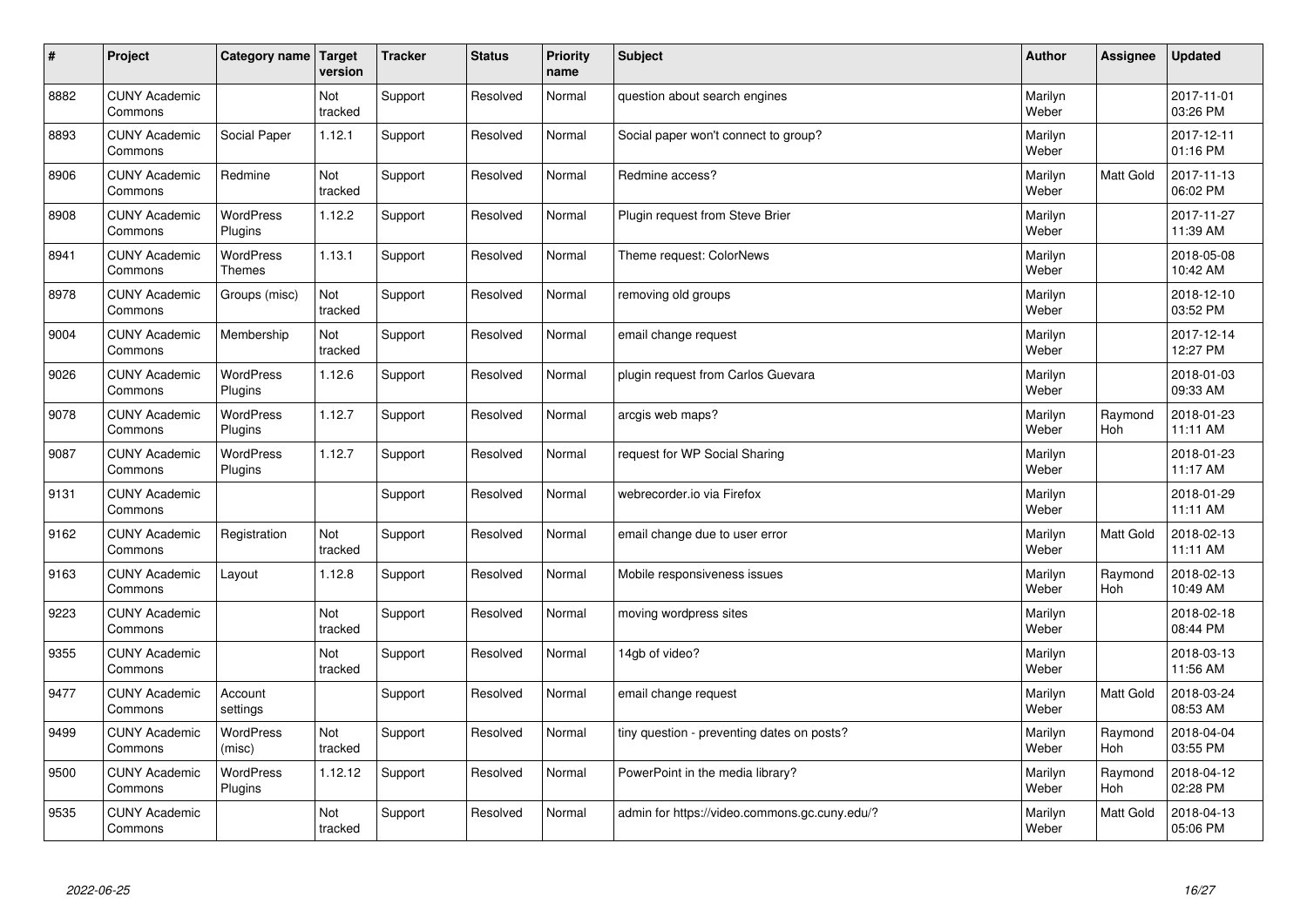| # | Project | Category name | Target version | Tracker | Status | Priority name | Subject | Author | Assignee | Updated |
|---|---|---|---|---|---|---|---|---|---|---|
| 8882 | CUNY Academic Commons | | Not tracked | Support | Resolved | Normal | question about search engines | Marilyn Weber | | 2017-11-01 03:26 PM |
| 8893 | CUNY Academic Commons | Social Paper | 1.12.1 | Support | Resolved | Normal | Social paper won't connect to group? | Marilyn Weber | | 2017-12-11 01:16 PM |
| 8906 | CUNY Academic Commons | Redmine | Not tracked | Support | Resolved | Normal | Redmine access? | Marilyn Weber | Matt Gold | 2017-11-13 06:02 PM |
| 8908 | CUNY Academic Commons | WordPress Plugins | 1.12.2 | Support | Resolved | Normal | Plugin request from Steve Brier | Marilyn Weber | | 2017-11-27 11:39 AM |
| 8941 | CUNY Academic Commons | WordPress Themes | 1.13.1 | Support | Resolved | Normal | Theme request: ColorNews | Marilyn Weber | | 2018-05-08 10:42 AM |
| 8978 | CUNY Academic Commons | Groups (misc) | Not tracked | Support | Resolved | Normal | removing old groups | Marilyn Weber | | 2018-12-10 03:52 PM |
| 9004 | CUNY Academic Commons | Membership | Not tracked | Support | Resolved | Normal | email change request | Marilyn Weber | | 2017-12-14 12:27 PM |
| 9026 | CUNY Academic Commons | WordPress Plugins | 1.12.6 | Support | Resolved | Normal | plugin request from Carlos Guevara | Marilyn Weber | | 2018-01-03 09:33 AM |
| 9078 | CUNY Academic Commons | WordPress Plugins | 1.12.7 | Support | Resolved | Normal | arcgis web maps? | Marilyn Weber | Raymond Hoh | 2018-01-23 11:11 AM |
| 9087 | CUNY Academic Commons | WordPress Plugins | 1.12.7 | Support | Resolved | Normal | request for WP Social Sharing | Marilyn Weber | | 2018-01-23 11:17 AM |
| 9131 | CUNY Academic Commons | | | Support | Resolved | Normal | webrecorder.io via Firefox | Marilyn Weber | | 2018-01-29 11:11 AM |
| 9162 | CUNY Academic Commons | Registration | Not tracked | Support | Resolved | Normal | email change due to user error | Marilyn Weber | Matt Gold | 2018-02-13 11:11 AM |
| 9163 | CUNY Academic Commons | Layout | 1.12.8 | Support | Resolved | Normal | Mobile responsiveness issues | Marilyn Weber | Raymond Hoh | 2018-02-13 10:49 AM |
| 9223 | CUNY Academic Commons | | Not tracked | Support | Resolved | Normal | moving wordpress sites | Marilyn Weber | | 2018-02-18 08:44 PM |
| 9355 | CUNY Academic Commons | | Not tracked | Support | Resolved | Normal | 14gb of video? | Marilyn Weber | | 2018-03-13 11:56 AM |
| 9477 | CUNY Academic Commons | Account settings | | Support | Resolved | Normal | email change request | Marilyn Weber | Matt Gold | 2018-03-24 08:53 AM |
| 9499 | CUNY Academic Commons | WordPress (misc) | Not tracked | Support | Resolved | Normal | tiny question - preventing dates on posts? | Marilyn Weber | Raymond Hoh | 2018-04-04 03:55 PM |
| 9500 | CUNY Academic Commons | WordPress Plugins | 1.12.12 | Support | Resolved | Normal | PowerPoint in the media library? | Marilyn Weber | Raymond Hoh | 2018-04-12 02:28 PM |
| 9535 | CUNY Academic Commons | | Not tracked | Support | Resolved | Normal | admin for https://video.commons.gc.cuny.edu/? | Marilyn Weber | Matt Gold | 2018-04-13 05:06 PM |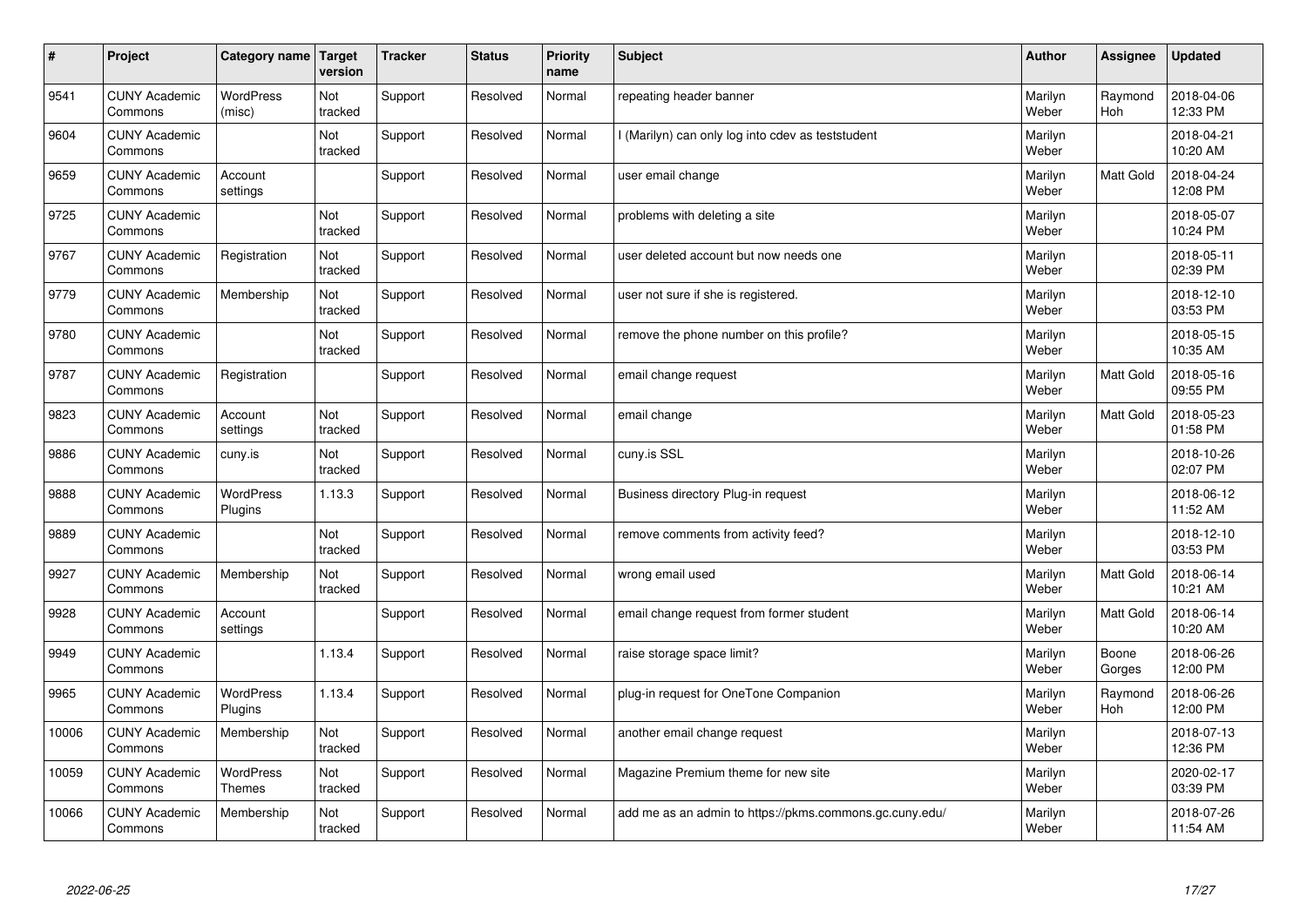| # | Project | Category name | Target version | Tracker | Status | Priority name | Subject | Author | Assignee | Updated |
|---|---|---|---|---|---|---|---|---|---|---|
| 9541 | CUNY Academic Commons | WordPress (misc) | Not tracked | Support | Resolved | Normal | repeating header banner | Marilyn Weber | Raymond Hoh | 2018-04-06 12:33 PM |
| 9604 | CUNY Academic Commons | | Not tracked | Support | Resolved | Normal | I (Marilyn) can only log into cdev as teststudent | Marilyn Weber | | 2018-04-21 10:20 AM |
| 9659 | CUNY Academic Commons | Account settings | | Support | Resolved | Normal | user email change | Marilyn Weber | Matt Gold | 2018-04-24 12:08 PM |
| 9725 | CUNY Academic Commons | | Not tracked | Support | Resolved | Normal | problems with deleting a site | Marilyn Weber | | 2018-05-07 10:24 PM |
| 9767 | CUNY Academic Commons | Registration | Not tracked | Support | Resolved | Normal | user deleted account but now needs one | Marilyn Weber | | 2018-05-11 02:39 PM |
| 9779 | CUNY Academic Commons | Membership | Not tracked | Support | Resolved | Normal | user not sure if she is registered. | Marilyn Weber | | 2018-12-10 03:53 PM |
| 9780 | CUNY Academic Commons | | Not tracked | Support | Resolved | Normal | remove the phone number on this profile? | Marilyn Weber | | 2018-05-15 10:35 AM |
| 9787 | CUNY Academic Commons | Registration | | Support | Resolved | Normal | email change request | Marilyn Weber | Matt Gold | 2018-05-16 09:55 PM |
| 9823 | CUNY Academic Commons | Account settings | Not tracked | Support | Resolved | Normal | email change | Marilyn Weber | Matt Gold | 2018-05-23 01:58 PM |
| 9886 | CUNY Academic Commons | cuny.is | Not tracked | Support | Resolved | Normal | cuny.is SSL | Marilyn Weber | | 2018-10-26 02:07 PM |
| 9888 | CUNY Academic Commons | WordPress Plugins | 1.13.3 | Support | Resolved | Normal | Business directory Plug-in request | Marilyn Weber | | 2018-06-12 11:52 AM |
| 9889 | CUNY Academic Commons | | Not tracked | Support | Resolved | Normal | remove comments from activity feed? | Marilyn Weber | | 2018-12-10 03:53 PM |
| 9927 | CUNY Academic Commons | Membership | Not tracked | Support | Resolved | Normal | wrong email used | Marilyn Weber | Matt Gold | 2018-06-14 10:21 AM |
| 9928 | CUNY Academic Commons | Account settings | | Support | Resolved | Normal | email change request from former student | Marilyn Weber | Matt Gold | 2018-06-14 10:20 AM |
| 9949 | CUNY Academic Commons | | 1.13.4 | Support | Resolved | Normal | raise storage space limit? | Marilyn Weber | Boone Gorges | 2018-06-26 12:00 PM |
| 9965 | CUNY Academic Commons | WordPress Plugins | 1.13.4 | Support | Resolved | Normal | plug-in request for OneTone Companion | Marilyn Weber | Raymond Hoh | 2018-06-26 12:00 PM |
| 10006 | CUNY Academic Commons | Membership | Not tracked | Support | Resolved | Normal | another email change request | Marilyn Weber | | 2018-07-13 12:36 PM |
| 10059 | CUNY Academic Commons | WordPress Themes | Not tracked | Support | Resolved | Normal | Magazine Premium theme for new site | Marilyn Weber | | 2020-02-17 03:39 PM |
| 10066 | CUNY Academic Commons | Membership | Not tracked | Support | Resolved | Normal | add me as an admin to https://pkms.commons.gc.cuny.edu/ | Marilyn Weber | | 2018-07-26 11:54 AM |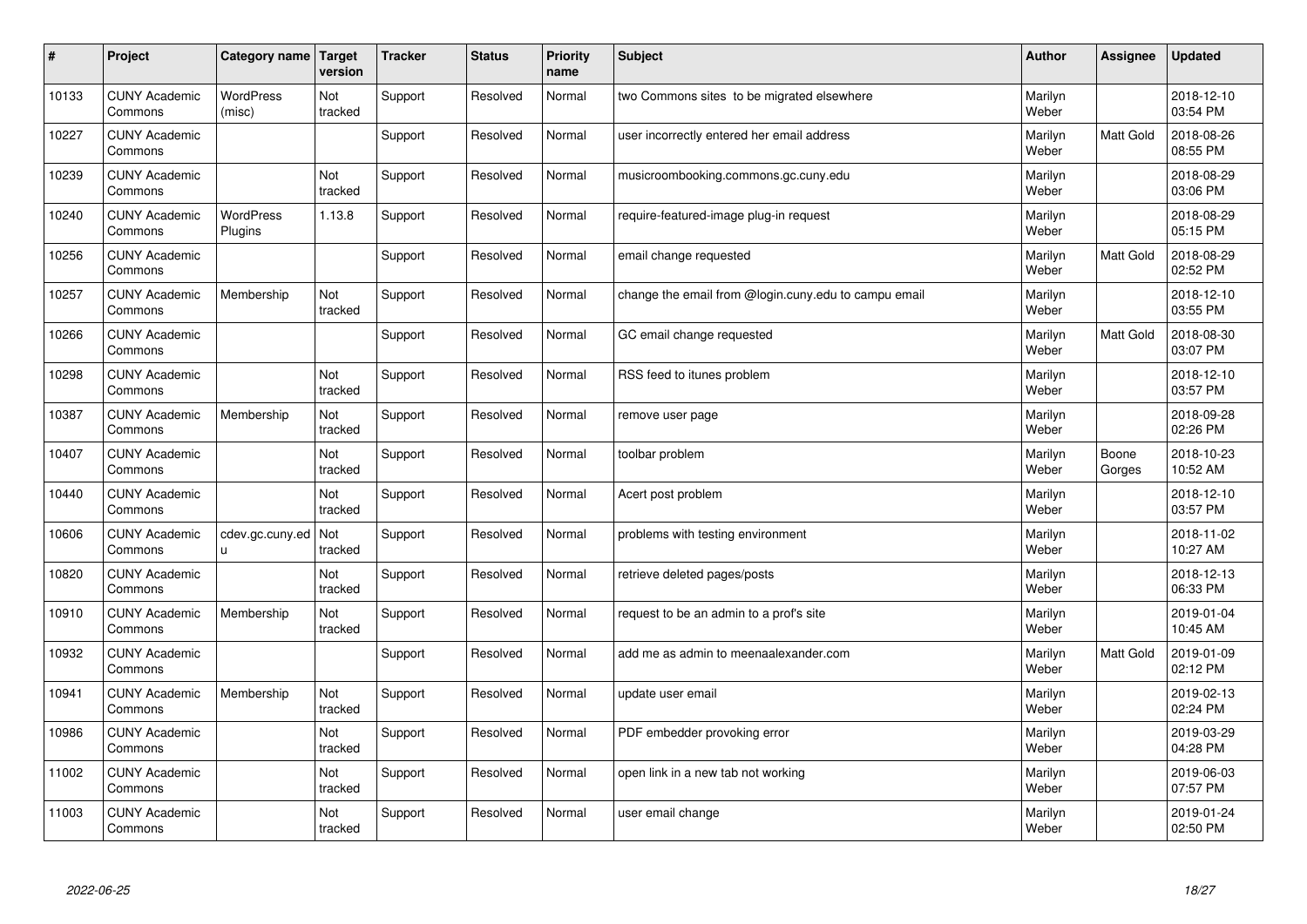| # | Project | Category name | Target version | Tracker | Status | Priority name | Subject | Author | Assignee | Updated |
|---|---|---|---|---|---|---|---|---|---|---|
| 10133 | CUNY Academic Commons | WordPress (misc) | Not tracked | Support | Resolved | Normal | two Commons sites to be migrated elsewhere | Marilyn Weber | | 2018-12-10 03:54 PM |
| 10227 | CUNY Academic Commons | | | Support | Resolved | Normal | user incorrectly entered her email address | Marilyn Weber | Matt Gold | 2018-08-26 08:55 PM |
| 10239 | CUNY Academic Commons | | Not tracked | Support | Resolved | Normal | musicroombooking.commons.gc.cuny.edu | Marilyn Weber | | 2018-08-29 03:06 PM |
| 10240 | CUNY Academic Commons | WordPress Plugins | 1.13.8 | Support | Resolved | Normal | require-featured-image plug-in request | Marilyn Weber | | 2018-08-29 05:15 PM |
| 10256 | CUNY Academic Commons | | | Support | Resolved | Normal | email change requested | Marilyn Weber | Matt Gold | 2018-08-29 02:52 PM |
| 10257 | CUNY Academic Commons | Membership | Not tracked | Support | Resolved | Normal | change the email from @login.cuny.edu to campu email | Marilyn Weber | | 2018-12-10 03:55 PM |
| 10266 | CUNY Academic Commons | | | Support | Resolved | Normal | GC email change requested | Marilyn Weber | Matt Gold | 2018-08-30 03:07 PM |
| 10298 | CUNY Academic Commons | | Not tracked | Support | Resolved | Normal | RSS feed to itunes problem | Marilyn Weber | | 2018-12-10 03:57 PM |
| 10387 | CUNY Academic Commons | Membership | Not tracked | Support | Resolved | Normal | remove user page | Marilyn Weber | | 2018-09-28 02:26 PM |
| 10407 | CUNY Academic Commons | | Not tracked | Support | Resolved | Normal | toolbar problem | Marilyn Weber | Boone Gorges | 2018-10-23 10:52 AM |
| 10440 | CUNY Academic Commons | | Not tracked | Support | Resolved | Normal | Acert post problem | Marilyn Weber | | 2018-12-10 03:57 PM |
| 10606 | CUNY Academic Commons | cdev.gc.cuny.edu | Not tracked | Support | Resolved | Normal | problems with testing environment | Marilyn Weber | | 2018-11-02 10:27 AM |
| 10820 | CUNY Academic Commons | | Not tracked | Support | Resolved | Normal | retrieve deleted pages/posts | Marilyn Weber | | 2018-12-13 06:33 PM |
| 10910 | CUNY Academic Commons | Membership | Not tracked | Support | Resolved | Normal | request to be an admin to a prof's site | Marilyn Weber | | 2019-01-04 10:45 AM |
| 10932 | CUNY Academic Commons | | | Support | Resolved | Normal | add me as admin to meenaalexander.com | Marilyn Weber | Matt Gold | 2019-01-09 02:12 PM |
| 10941 | CUNY Academic Commons | Membership | Not tracked | Support | Resolved | Normal | update user email | Marilyn Weber | | 2019-02-13 02:24 PM |
| 10986 | CUNY Academic Commons | | Not tracked | Support | Resolved | Normal | PDF embedder provoking error | Marilyn Weber | | 2019-03-29 04:28 PM |
| 11002 | CUNY Academic Commons | | Not tracked | Support | Resolved | Normal | open link in a new tab not working | Marilyn Weber | | 2019-06-03 07:57 PM |
| 11003 | CUNY Academic Commons | | Not tracked | Support | Resolved | Normal | user email change | Marilyn Weber | | 2019-01-24 02:50 PM |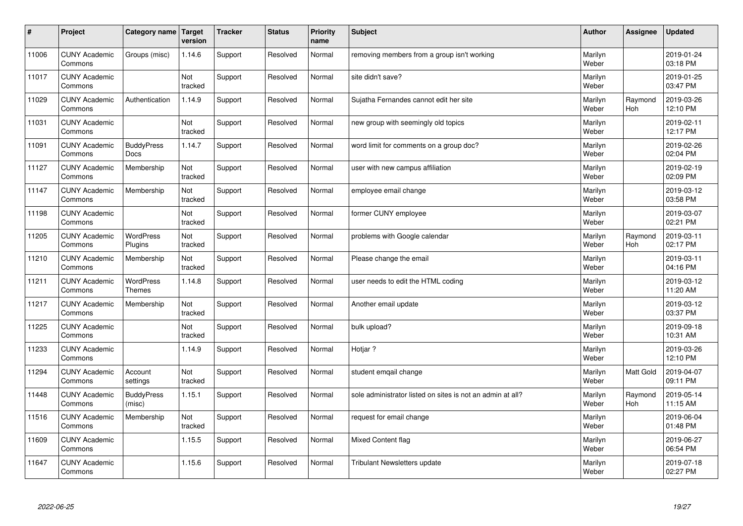| # | Project | Category name | Target version | Tracker | Status | Priority name | Subject | Author | Assignee | Updated |
|---|---|---|---|---|---|---|---|---|---|---|
| 11006 | CUNY Academic Commons | Groups (misc) | 1.14.6 | Support | Resolved | Normal | removing members from a group isn't working | Marilyn Weber | | 2019-01-24 03:18 PM |
| 11017 | CUNY Academic Commons | | Not tracked | Support | Resolved | Normal | site didn't save? | Marilyn Weber | | 2019-01-25 03:47 PM |
| 11029 | CUNY Academic Commons | Authentication | 1.14.9 | Support | Resolved | Normal | Sujatha Fernandes cannot edit her site | Marilyn Weber | Raymond Hoh | 2019-03-26 12:10 PM |
| 11031 | CUNY Academic Commons | | Not tracked | Support | Resolved | Normal | new group with seemingly old topics | Marilyn Weber | | 2019-02-11 12:17 PM |
| 11091 | CUNY Academic Commons | BuddyPress Docs | 1.14.7 | Support | Resolved | Normal | word limit for comments on a group doc? | Marilyn Weber | | 2019-02-26 02:04 PM |
| 11127 | CUNY Academic Commons | Membership | Not tracked | Support | Resolved | Normal | user with new campus affiliation | Marilyn Weber | | 2019-02-19 02:09 PM |
| 11147 | CUNY Academic Commons | Membership | Not tracked | Support | Resolved | Normal | employee email change | Marilyn Weber | | 2019-03-12 03:58 PM |
| 11198 | CUNY Academic Commons | | Not tracked | Support | Resolved | Normal | former CUNY employee | Marilyn Weber | | 2019-03-07 02:21 PM |
| 11205 | CUNY Academic Commons | WordPress Plugins | Not tracked | Support | Resolved | Normal | problems with Google calendar | Marilyn Weber | Raymond Hoh | 2019-03-11 02:17 PM |
| 11210 | CUNY Academic Commons | Membership | Not tracked | Support | Resolved | Normal | Please change the email | Marilyn Weber | | 2019-03-11 04:16 PM |
| 11211 | CUNY Academic Commons | WordPress Themes | 1.14.8 | Support | Resolved | Normal | user needs to edit the HTML coding | Marilyn Weber | | 2019-03-12 11:20 AM |
| 11217 | CUNY Academic Commons | Membership | Not tracked | Support | Resolved | Normal | Another email update | Marilyn Weber | | 2019-03-12 03:37 PM |
| 11225 | CUNY Academic Commons | | Not tracked | Support | Resolved | Normal | bulk upload? | Marilyn Weber | | 2019-09-18 10:31 AM |
| 11233 | CUNY Academic Commons | | 1.14.9 | Support | Resolved | Normal | Hotjar ? | Marilyn Weber | | 2019-03-26 12:10 PM |
| 11294 | CUNY Academic Commons | Account settings | Not tracked | Support | Resolved | Normal | student emqail change | Marilyn Weber | Matt Gold | 2019-04-07 09:11 PM |
| 11448 | CUNY Academic Commons | BuddyPress (misc) | 1.15.1 | Support | Resolved | Normal | sole administrator listed on sites is not an admin at all? | Marilyn Weber | Raymond Hoh | 2019-05-14 11:15 AM |
| 11516 | CUNY Academic Commons | Membership | Not tracked | Support | Resolved | Normal | request for email change | Marilyn Weber | | 2019-06-04 01:48 PM |
| 11609 | CUNY Academic Commons | | 1.15.5 | Support | Resolved | Normal | Mixed Content flag | Marilyn Weber | | 2019-06-27 06:54 PM |
| 11647 | CUNY Academic Commons | | 1.15.6 | Support | Resolved | Normal | Tribulant Newsletters update | Marilyn Weber | | 2019-07-18 02:27 PM |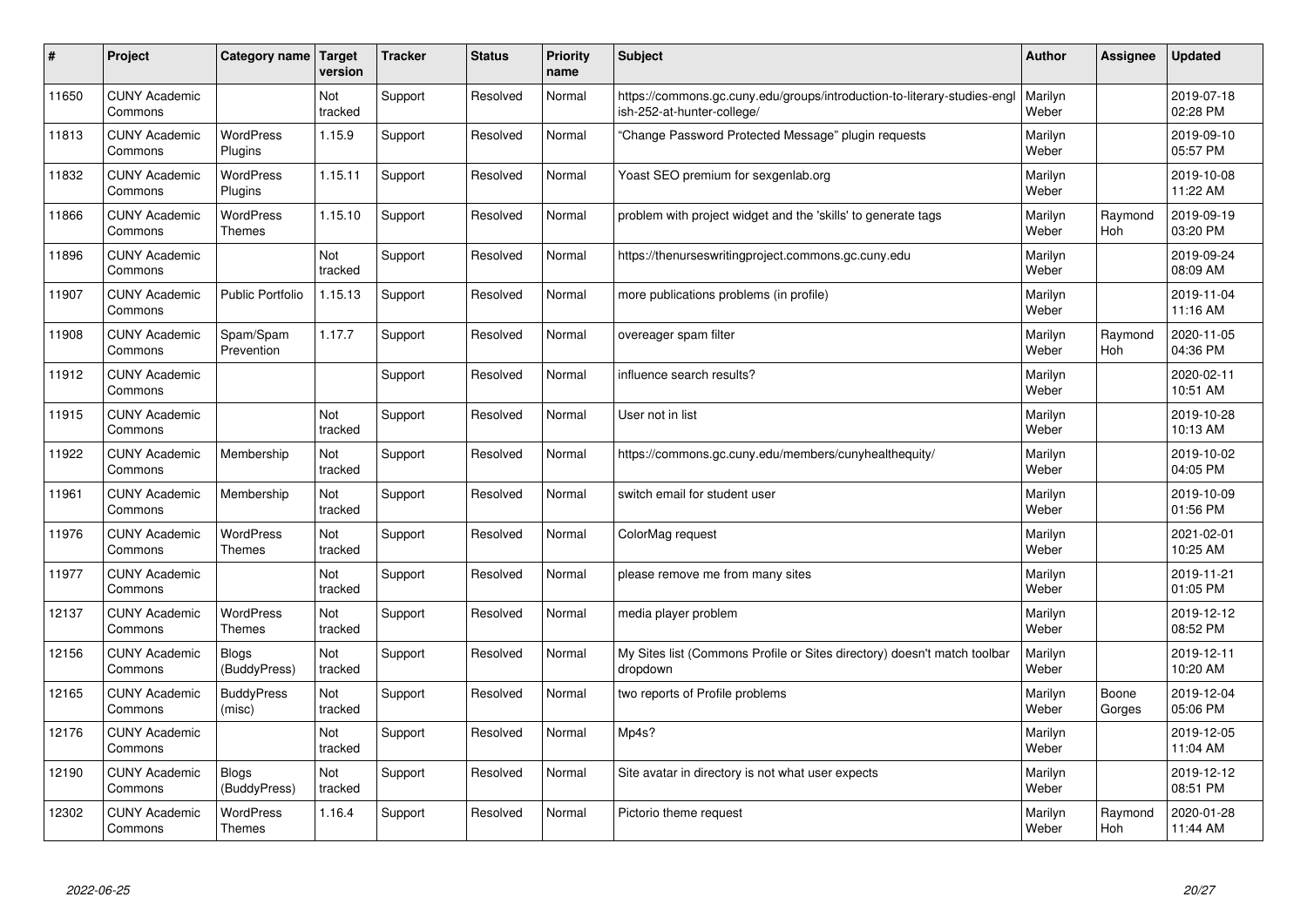| # | Project | Category name | Target version | Tracker | Status | Priority name | Subject | Author | Assignee | Updated |
|---|---|---|---|---|---|---|---|---|---|---|
| 11650 | CUNY Academic Commons | | Not tracked | Support | Resolved | Normal | https://commons.gc.cuny.edu/groups/introduction-to-literary-studies-english-252-at-hunter-college/ | Marilyn Weber | | 2019-07-18 02:28 PM |
| 11813 | CUNY Academic Commons | WordPress Plugins | 1.15.9 | Support | Resolved | Normal | "Change Password Protected Message" plugin requests | Marilyn Weber | | 2019-09-10 05:57 PM |
| 11832 | CUNY Academic Commons | WordPress Plugins | 1.15.11 | Support | Resolved | Normal | Yoast SEO premium for sexgenlab.org | Marilyn Weber | | 2019-10-08 11:22 AM |
| 11866 | CUNY Academic Commons | WordPress Themes | 1.15.10 | Support | Resolved | Normal | problem with project widget and the 'skills' to generate tags | Marilyn Weber | Raymond Hoh | 2019-09-19 03:20 PM |
| 11896 | CUNY Academic Commons | | Not tracked | Support | Resolved | Normal | https://thenurseswritingproject.commons.gc.cuny.edu | Marilyn Weber | | 2019-09-24 08:09 AM |
| 11907 | CUNY Academic Commons | Public Portfolio | 1.15.13 | Support | Resolved | Normal | more publications problems (in profile) | Marilyn Weber | | 2019-11-04 11:16 AM |
| 11908 | CUNY Academic Commons | Spam/Spam Prevention | 1.17.7 | Support | Resolved | Normal | overeager spam filter | Marilyn Weber | Raymond Hoh | 2020-11-05 04:36 PM |
| 11912 | CUNY Academic Commons | | | Support | Resolved | Normal | influence search results? | Marilyn Weber | | 2020-02-11 10:51 AM |
| 11915 | CUNY Academic Commons | | Not tracked | Support | Resolved | Normal | User not in list | Marilyn Weber | | 2019-10-28 10:13 AM |
| 11922 | CUNY Academic Commons | Membership | Not tracked | Support | Resolved | Normal | https://commons.gc.cuny.edu/members/cunyhealthequity/ | Marilyn Weber | | 2019-10-02 04:05 PM |
| 11961 | CUNY Academic Commons | Membership | Not tracked | Support | Resolved | Normal | switch email for student user | Marilyn Weber | | 2019-10-09 01:56 PM |
| 11976 | CUNY Academic Commons | WordPress Themes | Not tracked | Support | Resolved | Normal | ColorMag request | Marilyn Weber | | 2021-02-01 10:25 AM |
| 11977 | CUNY Academic Commons | | Not tracked | Support | Resolved | Normal | please remove me from many sites | Marilyn Weber | | 2019-11-21 01:05 PM |
| 12137 | CUNY Academic Commons | WordPress Themes | Not tracked | Support | Resolved | Normal | media player problem | Marilyn Weber | | 2019-12-12 08:52 PM |
| 12156 | CUNY Academic Commons | Blogs (BuddyPress) | Not tracked | Support | Resolved | Normal | My Sites list (Commons Profile or Sites directory) doesn't match toolbar dropdown | Marilyn Weber | | 2019-12-11 10:20 AM |
| 12165 | CUNY Academic Commons | BuddyPress (misc) | Not tracked | Support | Resolved | Normal | two reports of Profile problems | Marilyn Weber | Boone Gorges | 2019-12-04 05:06 PM |
| 12176 | CUNY Academic Commons | | Not tracked | Support | Resolved | Normal | Mp4s? | Marilyn Weber | | 2019-12-05 11:04 AM |
| 12190 | CUNY Academic Commons | Blogs (BuddyPress) | Not tracked | Support | Resolved | Normal | Site avatar in directory is not what user expects | Marilyn Weber | | 2019-12-12 08:51 PM |
| 12302 | CUNY Academic Commons | WordPress Themes | 1.16.4 | Support | Resolved | Normal | Pictorio theme request | Marilyn Weber | Raymond Hoh | 2020-01-28 11:44 AM |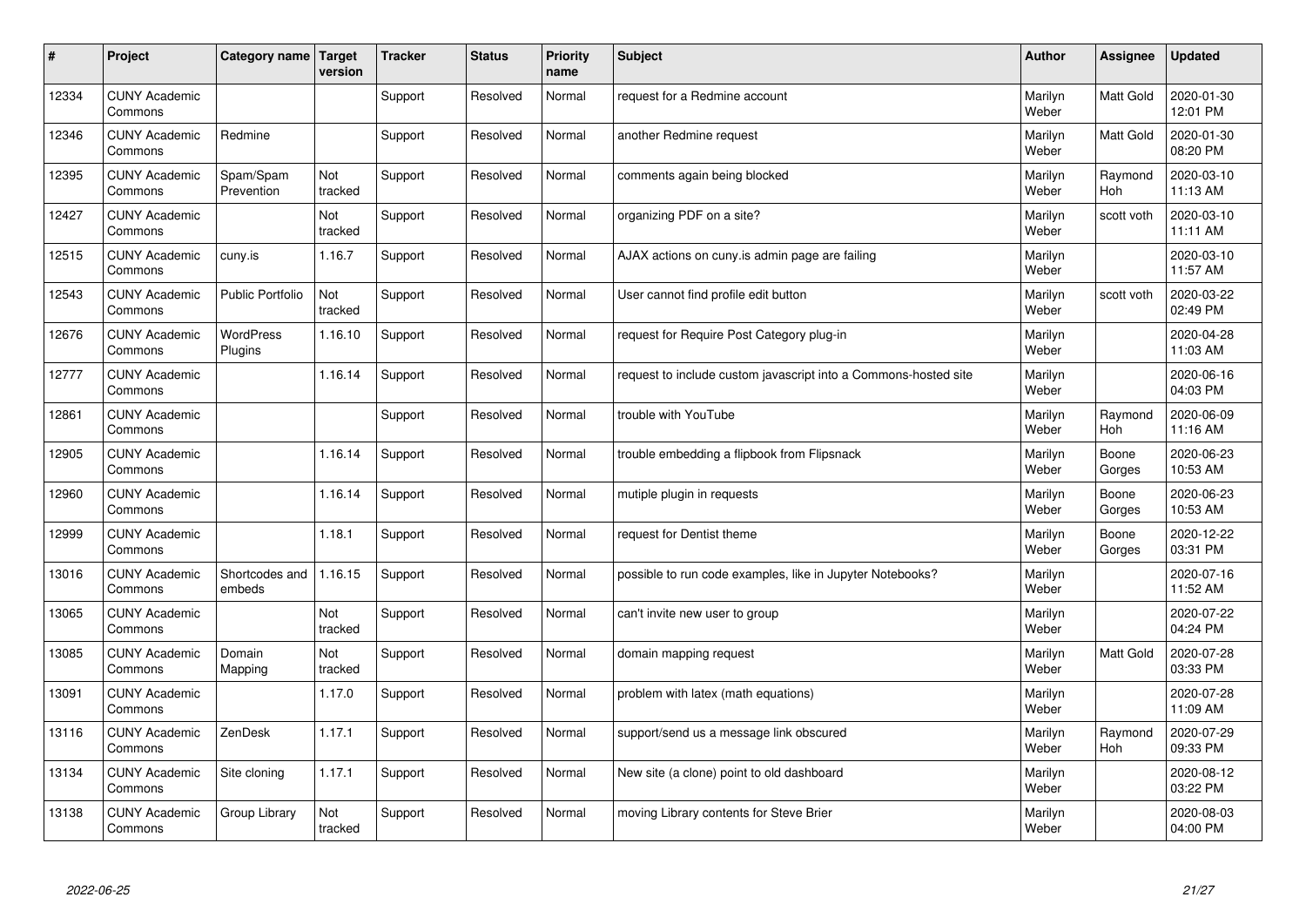| # | Project | Category name | Target version | Tracker | Status | Priority name | Subject | Author | Assignee | Updated |
|---|---|---|---|---|---|---|---|---|---|---|
| 12334 | CUNY Academic Commons | | | Support | Resolved | Normal | request for a Redmine account | Marilyn Weber | Matt Gold | 2020-01-30 12:01 PM |
| 12346 | CUNY Academic Commons | Redmine | | Support | Resolved | Normal | another Redmine request | Marilyn Weber | Matt Gold | 2020-01-30 08:20 PM |
| 12395 | CUNY Academic Commons | Spam/Spam Prevention | Not tracked | Support | Resolved | Normal | comments again being blocked | Marilyn Weber | Raymond Hoh | 2020-03-10 11:13 AM |
| 12427 | CUNY Academic Commons | | Not tracked | Support | Resolved | Normal | organizing PDF on a site? | Marilyn Weber | scott voth | 2020-03-10 11:11 AM |
| 12515 | CUNY Academic Commons | cuny.is | 1.16.7 | Support | Resolved | Normal | AJAX actions on cuny.is admin page are failing | Marilyn Weber | | 2020-03-10 11:57 AM |
| 12543 | CUNY Academic Commons | Public Portfolio | Not tracked | Support | Resolved | Normal | User cannot find profile edit button | Marilyn Weber | scott voth | 2020-03-22 02:49 PM |
| 12676 | CUNY Academic Commons | WordPress Plugins | 1.16.10 | Support | Resolved | Normal | request for Require Post Category plug-in | Marilyn Weber | | 2020-04-28 11:03 AM |
| 12777 | CUNY Academic Commons | | 1.16.14 | Support | Resolved | Normal | request to include custom javascript into a Commons-hosted site | Marilyn Weber | | 2020-06-16 04:03 PM |
| 12861 | CUNY Academic Commons | | | Support | Resolved | Normal | trouble with YouTube | Marilyn Weber | Raymond Hoh | 2020-06-09 11:16 AM |
| 12905 | CUNY Academic Commons | | 1.16.14 | Support | Resolved | Normal | trouble embedding a flipbook from Flipsnack | Marilyn Weber | Boone Gorges | 2020-06-23 10:53 AM |
| 12960 | CUNY Academic Commons | | 1.16.14 | Support | Resolved | Normal | mutiple plugin in requests | Marilyn Weber | Boone Gorges | 2020-06-23 10:53 AM |
| 12999 | CUNY Academic Commons | | 1.18.1 | Support | Resolved | Normal | request for Dentist theme | Marilyn Weber | Boone Gorges | 2020-12-22 03:31 PM |
| 13016 | CUNY Academic Commons | Shortcodes and embeds | 1.16.15 | Support | Resolved | Normal | possible to run code examples, like in Jupyter Notebooks? | Marilyn Weber | | 2020-07-16 11:52 AM |
| 13065 | CUNY Academic Commons | | Not tracked | Support | Resolved | Normal | can't invite new user to group | Marilyn Weber | | 2020-07-22 04:24 PM |
| 13085 | CUNY Academic Commons | Domain Mapping | Not tracked | Support | Resolved | Normal | domain mapping request | Marilyn Weber | Matt Gold | 2020-07-28 03:33 PM |
| 13091 | CUNY Academic Commons | | 1.17.0 | Support | Resolved | Normal | problem with latex (math equations) | Marilyn Weber | | 2020-07-28 11:09 AM |
| 13116 | CUNY Academic Commons | ZenDesk | 1.17.1 | Support | Resolved | Normal | support/send us a message link obscured | Marilyn Weber | Raymond Hoh | 2020-07-29 09:33 PM |
| 13134 | CUNY Academic Commons | Site cloning | 1.17.1 | Support | Resolved | Normal | New site (a clone) point to old dashboard | Marilyn Weber | | 2020-08-12 03:22 PM |
| 13138 | CUNY Academic Commons | Group Library | Not tracked | Support | Resolved | Normal | moving Library contents for Steve Brier | Marilyn Weber | | 2020-08-03 04:00 PM |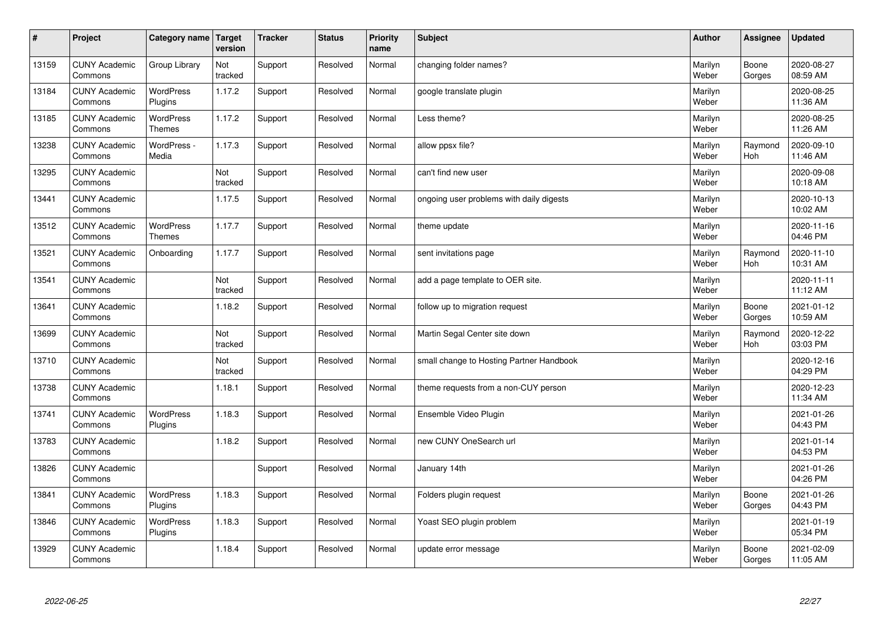| # | Project | Category name | Target version | Tracker | Status | Priority name | Subject | Author | Assignee | Updated |
|---|---|---|---|---|---|---|---|---|---|---|
| 13159 | CUNY Academic Commons | Group Library | Not tracked | Support | Resolved | Normal | changing folder names? | Marilyn Weber | Boone Gorges | 2020-08-27 08:59 AM |
| 13184 | CUNY Academic Commons | WordPress Plugins | 1.17.2 | Support | Resolved | Normal | google translate plugin | Marilyn Weber | | 2020-08-25 11:36 AM |
| 13185 | CUNY Academic Commons | WordPress Themes | 1.17.2 | Support | Resolved | Normal | Less theme? | Marilyn Weber | | 2020-08-25 11:26 AM |
| 13238 | CUNY Academic Commons | WordPress - Media | 1.17.3 | Support | Resolved | Normal | allow ppsx file? | Marilyn Weber | Raymond Hoh | 2020-09-10 11:46 AM |
| 13295 | CUNY Academic Commons | | Not tracked | Support | Resolved | Normal | can't find new user | Marilyn Weber | | 2020-09-08 10:18 AM |
| 13441 | CUNY Academic Commons | | 1.17.5 | Support | Resolved | Normal | ongoing user problems with daily digests | Marilyn Weber | | 2020-10-13 10:02 AM |
| 13512 | CUNY Academic Commons | WordPress Themes | 1.17.7 | Support | Resolved | Normal | theme update | Marilyn Weber | | 2020-11-16 04:46 PM |
| 13521 | CUNY Academic Commons | Onboarding | 1.17.7 | Support | Resolved | Normal | sent invitations page | Marilyn Weber | Raymond Hoh | 2020-11-10 10:31 AM |
| 13541 | CUNY Academic Commons | | Not tracked | Support | Resolved | Normal | add a page template to OER site. | Marilyn Weber | | 2020-11-11 11:12 AM |
| 13641 | CUNY Academic Commons | | 1.18.2 | Support | Resolved | Normal | follow up to migration request | Marilyn Weber | Boone Gorges | 2021-01-12 10:59 AM |
| 13699 | CUNY Academic Commons | | Not tracked | Support | Resolved | Normal | Martin Segal Center site down | Marilyn Weber | Raymond Hoh | 2020-12-22 03:03 PM |
| 13710 | CUNY Academic Commons | | Not tracked | Support | Resolved | Normal | small change to Hosting Partner Handbook | Marilyn Weber | | 2020-12-16 04:29 PM |
| 13738 | CUNY Academic Commons | | 1.18.1 | Support | Resolved | Normal | theme requests from a non-CUY person | Marilyn Weber | | 2020-12-23 11:34 AM |
| 13741 | CUNY Academic Commons | WordPress Plugins | 1.18.3 | Support | Resolved | Normal | Ensemble Video Plugin | Marilyn Weber | | 2021-01-26 04:43 PM |
| 13783 | CUNY Academic Commons | | 1.18.2 | Support | Resolved | Normal | new CUNY OneSearch url | Marilyn Weber | | 2021-01-14 04:53 PM |
| 13826 | CUNY Academic Commons | | | Support | Resolved | Normal | January 14th | Marilyn Weber | | 2021-01-26 04:26 PM |
| 13841 | CUNY Academic Commons | WordPress Plugins | 1.18.3 | Support | Resolved | Normal | Folders plugin request | Marilyn Weber | Boone Gorges | 2021-01-26 04:43 PM |
| 13846 | CUNY Academic Commons | WordPress Plugins | 1.18.3 | Support | Resolved | Normal | Yoast SEO plugin problem | Marilyn Weber | | 2021-01-19 05:34 PM |
| 13929 | CUNY Academic Commons | | 1.18.4 | Support | Resolved | Normal | update error message | Marilyn Weber | Boone Gorges | 2021-02-09 11:05 AM |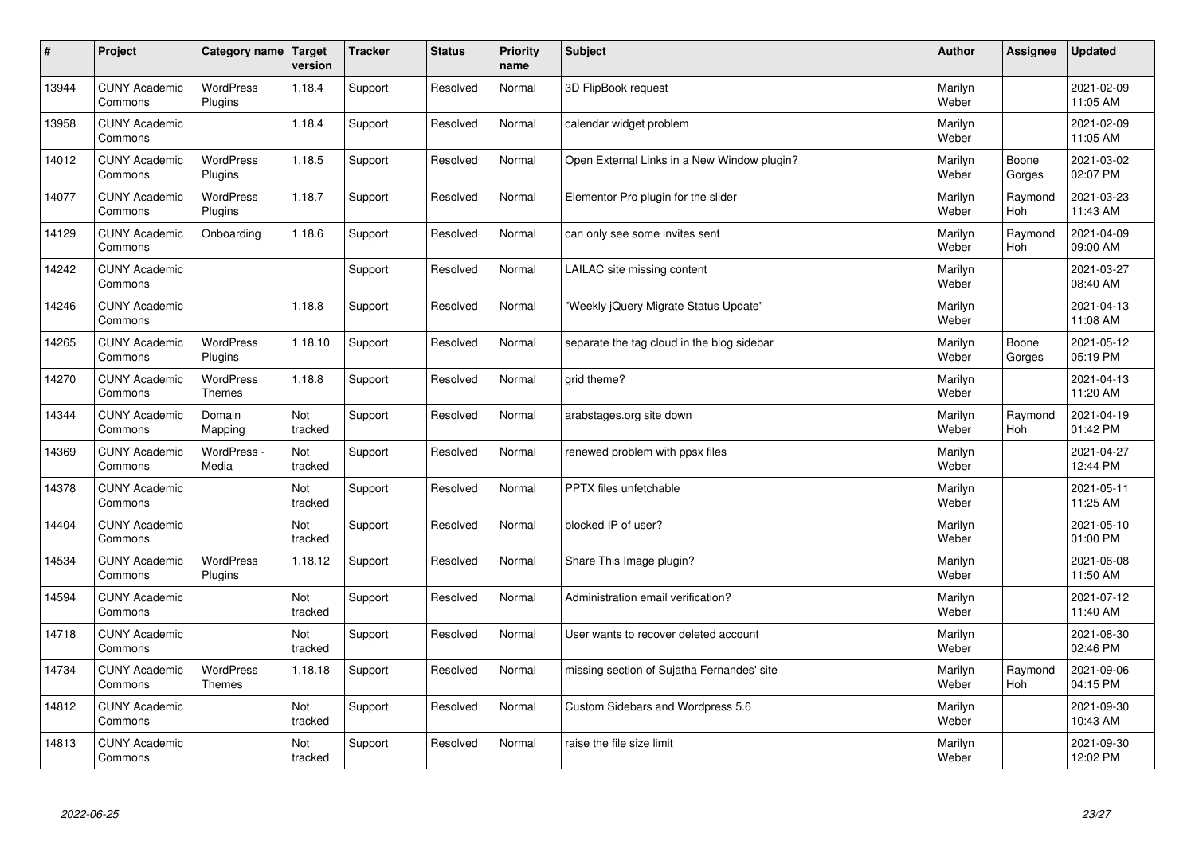| # | Project | Category name | Target version | Tracker | Status | Priority name | Subject | Author | Assignee | Updated |
| --- | --- | --- | --- | --- | --- | --- | --- | --- | --- | --- |
| 13944 | CUNY Academic Commons | WordPress Plugins | 1.18.4 | Support | Resolved | Normal | 3D FlipBook request | Marilyn Weber | | 2021-02-09 11:05 AM |
| 13958 | CUNY Academic Commons | | 1.18.4 | Support | Resolved | Normal | calendar widget problem | Marilyn Weber | | 2021-02-09 11:05 AM |
| 14012 | CUNY Academic Commons | WordPress Plugins | 1.18.5 | Support | Resolved | Normal | Open External Links in a New Window plugin? | Marilyn Weber | Boone Gorges | 2021-03-02 02:07 PM |
| 14077 | CUNY Academic Commons | WordPress Plugins | 1.18.7 | Support | Resolved | Normal | Elementor Pro plugin for the slider | Marilyn Weber | Raymond Hoh | 2021-03-23 11:43 AM |
| 14129 | CUNY Academic Commons | Onboarding | 1.18.6 | Support | Resolved | Normal | can only see some invites sent | Marilyn Weber | Raymond Hoh | 2021-04-09 09:00 AM |
| 14242 | CUNY Academic Commons | | | Support | Resolved | Normal | LAILAC site missing content | Marilyn Weber | | 2021-03-27 08:40 AM |
| 14246 | CUNY Academic Commons | | 1.18.8 | Support | Resolved | Normal | "Weekly jQuery Migrate Status Update" | Marilyn Weber | | 2021-04-13 11:08 AM |
| 14265 | CUNY Academic Commons | WordPress Plugins | 1.18.10 | Support | Resolved | Normal | separate the tag cloud in the blog sidebar | Marilyn Weber | Boone Gorges | 2021-05-12 05:19 PM |
| 14270 | CUNY Academic Commons | WordPress Themes | 1.18.8 | Support | Resolved | Normal | grid theme? | Marilyn Weber | | 2021-04-13 11:20 AM |
| 14344 | CUNY Academic Commons | Domain Mapping | Not tracked | Support | Resolved | Normal | arabstages.org site down | Marilyn Weber | Raymond Hoh | 2021-04-19 01:42 PM |
| 14369 | CUNY Academic Commons | WordPress - Media | Not tracked | Support | Resolved | Normal | renewed problem with ppsx files | Marilyn Weber | | 2021-04-27 12:44 PM |
| 14378 | CUNY Academic Commons | | Not tracked | Support | Resolved | Normal | PPTX files unfetchable | Marilyn Weber | | 2021-05-11 11:25 AM |
| 14404 | CUNY Academic Commons | | Not tracked | Support | Resolved | Normal | blocked IP of user? | Marilyn Weber | | 2021-05-10 01:00 PM |
| 14534 | CUNY Academic Commons | WordPress Plugins | 1.18.12 | Support | Resolved | Normal | Share This Image plugin? | Marilyn Weber | | 2021-06-08 11:50 AM |
| 14594 | CUNY Academic Commons | | Not tracked | Support | Resolved | Normal | Administration email verification? | Marilyn Weber | | 2021-07-12 11:40 AM |
| 14718 | CUNY Academic Commons | | Not tracked | Support | Resolved | Normal | User wants to recover deleted account | Marilyn Weber | | 2021-08-30 02:46 PM |
| 14734 | CUNY Academic Commons | WordPress Themes | 1.18.18 | Support | Resolved | Normal | missing section of Sujatha Fernandes' site | Marilyn Weber | Raymond Hoh | 2021-09-06 04:15 PM |
| 14812 | CUNY Academic Commons | | Not tracked | Support | Resolved | Normal | Custom Sidebars and Wordpress 5.6 | Marilyn Weber | | 2021-09-30 10:43 AM |
| 14813 | CUNY Academic Commons | | Not tracked | Support | Resolved | Normal | raise the file size limit | Marilyn Weber | | 2021-09-30 12:02 PM |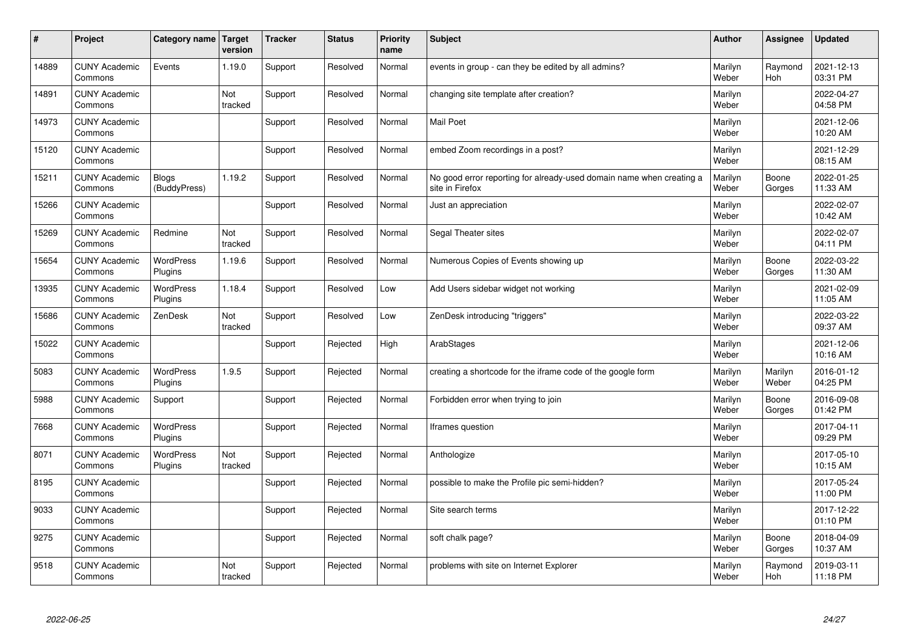| # | Project | Category name | Target version | Tracker | Status | Priority name | Subject | Author | Assignee | Updated |
|---|---|---|---|---|---|---|---|---|---|---|
| 14889 | CUNY Academic Commons | Events | 1.19.0 | Support | Resolved | Normal | events in group - can they be edited by all admins? | Marilyn Weber | Raymond Hoh | 2021-12-13 03:31 PM |
| 14891 | CUNY Academic Commons | | Not tracked | Support | Resolved | Normal | changing site template after creation? | Marilyn Weber | | 2022-04-27 04:58 PM |
| 14973 | CUNY Academic Commons | | | Support | Resolved | Normal | Mail Poet | Marilyn Weber | | 2021-12-06 10:20 AM |
| 15120 | CUNY Academic Commons | | | Support | Resolved | Normal | embed Zoom recordings in a post? | Marilyn Weber | | 2021-12-29 08:15 AM |
| 15211 | CUNY Academic Commons | Blogs (BuddyPress) | 1.19.2 | Support | Resolved | Normal | No good error reporting for already-used domain name when creating a site in Firefox | Marilyn Weber | Boone Gorges | 2022-01-25 11:33 AM |
| 15266 | CUNY Academic Commons | | | Support | Resolved | Normal | Just an appreciation | Marilyn Weber | | 2022-02-07 10:42 AM |
| 15269 | CUNY Academic Commons | Redmine | Not tracked | Support | Resolved | Normal | Segal Theater sites | Marilyn Weber | | 2022-02-07 04:11 PM |
| 15654 | CUNY Academic Commons | WordPress Plugins | 1.19.6 | Support | Resolved | Normal | Numerous Copies of Events showing up | Marilyn Weber | Boone Gorges | 2022-03-22 11:30 AM |
| 13935 | CUNY Academic Commons | WordPress Plugins | 1.18.4 | Support | Resolved | Low | Add Users sidebar widget not working | Marilyn Weber | | 2021-02-09 11:05 AM |
| 15686 | CUNY Academic Commons | ZenDesk | Not tracked | Support | Resolved | Low | ZenDesk introducing "triggers" | Marilyn Weber | | 2022-03-22 09:37 AM |
| 15022 | CUNY Academic Commons | | | Support | Rejected | High | ArabStages | Marilyn Weber | | 2021-12-06 10:16 AM |
| 5083 | CUNY Academic Commons | WordPress Plugins | 1.9.5 | Support | Rejected | Normal | creating a shortcode for the iframe code of the google form | Marilyn Weber | Marilyn Weber | 2016-01-12 04:25 PM |
| 5988 | CUNY Academic Commons | Support | | Support | Rejected | Normal | Forbidden error when trying to join | Marilyn Weber | Boone Gorges | 2016-09-08 01:42 PM |
| 7668 | CUNY Academic Commons | WordPress Plugins | | Support | Rejected | Normal | Iframes question | Marilyn Weber | | 2017-04-11 09:29 PM |
| 8071 | CUNY Academic Commons | WordPress Plugins | Not tracked | Support | Rejected | Normal | Anthologize | Marilyn Weber | | 2017-05-10 10:15 AM |
| 8195 | CUNY Academic Commons | | | Support | Rejected | Normal | possible to make the Profile pic semi-hidden? | Marilyn Weber | | 2017-05-24 11:00 PM |
| 9033 | CUNY Academic Commons | | | Support | Rejected | Normal | Site search terms | Marilyn Weber | | 2017-12-22 01:10 PM |
| 9275 | CUNY Academic Commons | | | Support | Rejected | Normal | soft chalk page? | Marilyn Weber | Boone Gorges | 2018-04-09 10:37 AM |
| 9518 | CUNY Academic Commons | | Not tracked | Support | Rejected | Normal | problems with site on Internet Explorer | Marilyn Weber | Raymond Hoh | 2019-03-11 11:18 PM |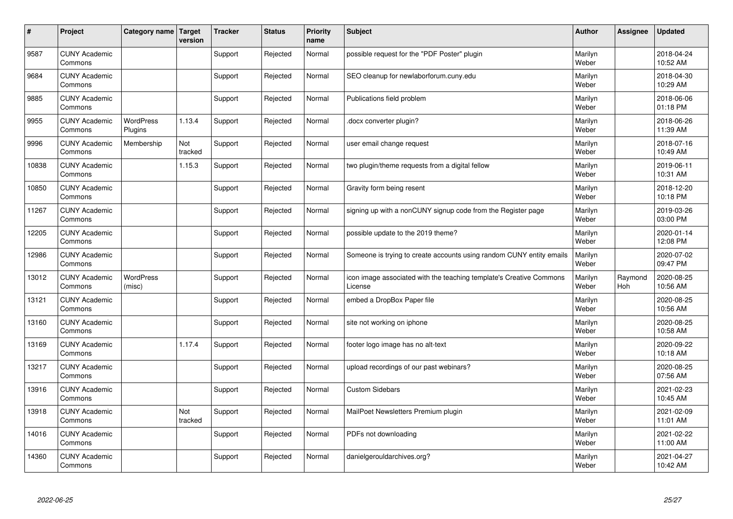| # | Project | Category name | Target version | Tracker | Status | Priority name | Subject | Author | Assignee | Updated |
|---|---|---|---|---|---|---|---|---|---|---|
| 9587 | CUNY Academic Commons | | | Support | Rejected | Normal | possible request for the "PDF Poster" plugin | Marilyn Weber | | 2018-04-24 10:52 AM |
| 9684 | CUNY Academic Commons | | | Support | Rejected | Normal | SEO cleanup for newlaborforum.cuny.edu | Marilyn Weber | | 2018-04-30 10:29 AM |
| 9885 | CUNY Academic Commons | | | Support | Rejected | Normal | Publications field problem | Marilyn Weber | | 2018-06-06 01:18 PM |
| 9955 | CUNY Academic Commons | WordPress Plugins | 1.13.4 | Support | Rejected | Normal | .docx converter plugin? | Marilyn Weber | | 2018-06-26 11:39 AM |
| 9996 | CUNY Academic Commons | Membership | Not tracked | Support | Rejected | Normal | user email change request | Marilyn Weber | | 2018-07-16 10:49 AM |
| 10838 | CUNY Academic Commons | | 1.15.3 | Support | Rejected | Normal | two plugin/theme requests from a digital fellow | Marilyn Weber | | 2019-06-11 10:31 AM |
| 10850 | CUNY Academic Commons | | | Support | Rejected | Normal | Gravity form being resent | Marilyn Weber | | 2018-12-20 10:18 PM |
| 11267 | CUNY Academic Commons | | | Support | Rejected | Normal | signing up with a nonCUNY signup code from the Register page | Marilyn Weber | | 2019-03-26 03:00 PM |
| 12205 | CUNY Academic Commons | | | Support | Rejected | Normal | possible update to the 2019 theme? | Marilyn Weber | | 2020-01-14 12:08 PM |
| 12986 | CUNY Academic Commons | | | Support | Rejected | Normal | Someone is trying to create accounts using random CUNY entity emails | Marilyn Weber | | 2020-07-02 09:47 PM |
| 13012 | CUNY Academic Commons | WordPress (misc) | | Support | Rejected | Normal | icon image associated with the teaching template's Creative Commons License | Marilyn Weber | Raymond Hoh | 2020-08-25 10:56 AM |
| 13121 | CUNY Academic Commons | | | Support | Rejected | Normal | embed a DropBox Paper file | Marilyn Weber | | 2020-08-25 10:56 AM |
| 13160 | CUNY Academic Commons | | | Support | Rejected | Normal | site not working on iphone | Marilyn Weber | | 2020-08-25 10:58 AM |
| 13169 | CUNY Academic Commons | | 1.17.4 | Support | Rejected | Normal | footer logo image has no alt-text | Marilyn Weber | | 2020-09-22 10:18 AM |
| 13217 | CUNY Academic Commons | | | Support | Rejected | Normal | upload recordings of our past webinars? | Marilyn Weber | | 2020-08-25 07:56 AM |
| 13916 | CUNY Academic Commons | | | Support | Rejected | Normal | Custom Sidebars | Marilyn Weber | | 2021-02-23 10:45 AM |
| 13918 | CUNY Academic Commons | | Not tracked | Support | Rejected | Normal | MailPoet Newsletters Premium plugin | Marilyn Weber | | 2021-02-09 11:01 AM |
| 14016 | CUNY Academic Commons | | | Support | Rejected | Normal | PDFs not downloading | Marilyn Weber | | 2021-02-22 11:00 AM |
| 14360 | CUNY Academic Commons | | | Support | Rejected | Normal | danielgerouldarchives.org? | Marilyn Weber | | 2021-04-27 10:42 AM |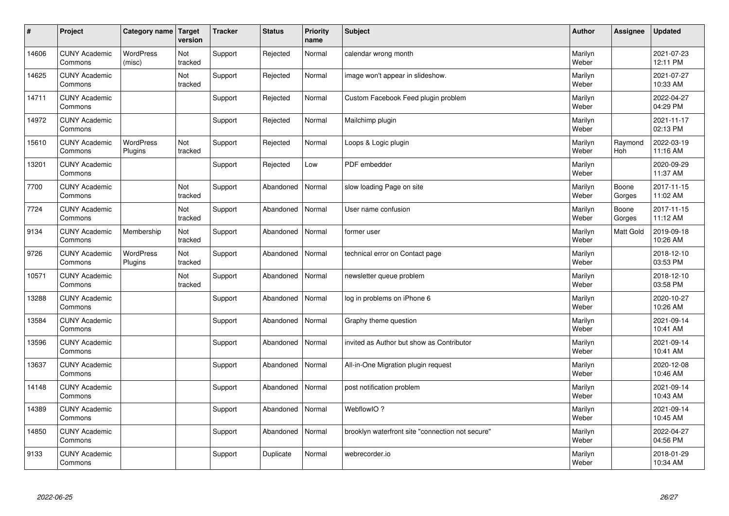| # | Project | Category name | Target version | Tracker | Status | Priority name | Subject | Author | Assignee | Updated |
|---|---|---|---|---|---|---|---|---|---|---|
| 14606 | CUNY Academic Commons | WordPress (misc) | Not tracked | Support | Rejected | Normal | calendar wrong month | Marilyn Weber | | 2021-07-23 12:11 PM |
| 14625 | CUNY Academic Commons | | Not tracked | Support | Rejected | Normal | image won't appear in slideshow. | Marilyn Weber | | 2021-07-27 10:33 AM |
| 14711 | CUNY Academic Commons | | | Support | Rejected | Normal | Custom Facebook Feed plugin problem | Marilyn Weber | | 2022-04-27 04:29 PM |
| 14972 | CUNY Academic Commons | | | Support | Rejected | Normal | Mailchimp plugin | Marilyn Weber | | 2021-11-17 02:13 PM |
| 15610 | CUNY Academic Commons | WordPress Plugins | Not tracked | Support | Rejected | Normal | Loops & Logic plugin | Marilyn Weber | Raymond Hoh | 2022-03-19 11:16 AM |
| 13201 | CUNY Academic Commons | | | Support | Rejected | Low | PDF embedder | Marilyn Weber | | 2020-09-29 11:37 AM |
| 7700 | CUNY Academic Commons | | Not tracked | Support | Abandoned | Normal | slow loading Page on site | Marilyn Weber | Boone Gorges | 2017-11-15 11:02 AM |
| 7724 | CUNY Academic Commons | | Not tracked | Support | Abandoned | Normal | User name confusion | Marilyn Weber | Boone Gorges | 2017-11-15 11:12 AM |
| 9134 | CUNY Academic Commons | Membership | Not tracked | Support | Abandoned | Normal | former user | Marilyn Weber | Matt Gold | 2019-09-18 10:26 AM |
| 9726 | CUNY Academic Commons | WordPress Plugins | Not tracked | Support | Abandoned | Normal | technical error on Contact page | Marilyn Weber | | 2018-12-10 03:53 PM |
| 10571 | CUNY Academic Commons | | Not tracked | Support | Abandoned | Normal | newsletter queue problem | Marilyn Weber | | 2018-12-10 03:58 PM |
| 13288 | CUNY Academic Commons | | | Support | Abandoned | Normal | log in problems on iPhone 6 | Marilyn Weber | | 2020-10-27 10:26 AM |
| 13584 | CUNY Academic Commons | | | Support | Abandoned | Normal | Graphy theme question | Marilyn Weber | | 2021-09-14 10:41 AM |
| 13596 | CUNY Academic Commons | | | Support | Abandoned | Normal | invited as Author but show as Contributor | Marilyn Weber | | 2021-09-14 10:41 AM |
| 13637 | CUNY Academic Commons | | | Support | Abandoned | Normal | All-in-One Migration plugin request | Marilyn Weber | | 2020-12-08 10:46 AM |
| 14148 | CUNY Academic Commons | | | Support | Abandoned | Normal | post notification problem | Marilyn Weber | | 2021-09-14 10:43 AM |
| 14389 | CUNY Academic Commons | | | Support | Abandoned | Normal | WebflowIO ? | Marilyn Weber | | 2021-09-14 10:45 AM |
| 14850 | CUNY Academic Commons | | | Support | Abandoned | Normal | brooklyn waterfront site "connection not secure" | Marilyn Weber | | 2022-04-27 04:56 PM |
| 9133 | CUNY Academic Commons | | | Support | Duplicate | Normal | webrecorder.io | Marilyn Weber | | 2018-01-29 10:34 AM |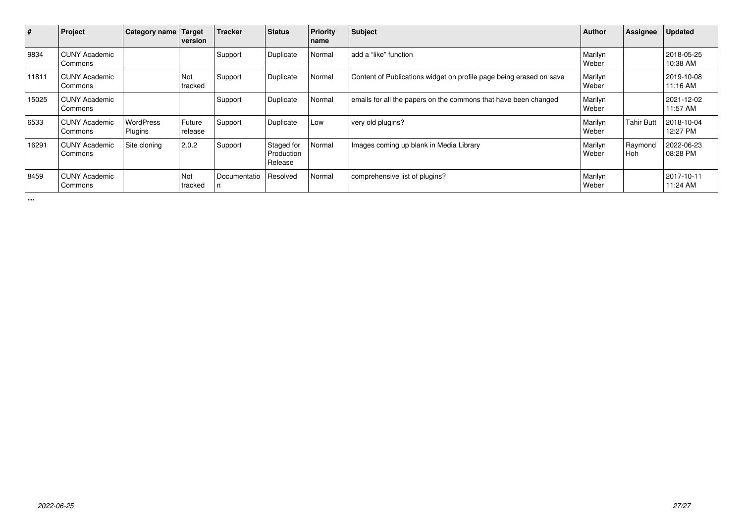| # | Project | Category name | Target version | Tracker | Status | Priority name | Subject | Author | Assignee | Updated |
|---|---|---|---|---|---|---|---|---|---|---|
| 9834 | CUNY Academic Commons | | | Support | Duplicate | Normal | add a "like" function | Marilyn Weber | | 2018-05-25 10:38 AM |
| 11811 | CUNY Academic Commons | | Not tracked | Support | Duplicate | Normal | Content of Publications widget on profile page being erased on save | Marilyn Weber | | 2019-10-08 11:16 AM |
| 15025 | CUNY Academic Commons | | | Support | Duplicate | Normal | emails for all the papers on the commons that have been changed | Marilyn Weber | | 2021-12-02 11:57 AM |
| 6533 | CUNY Academic Commons | WordPress Plugins | Future release | Support | Duplicate | Low | very old plugins? | Marilyn Weber | Tahir Butt | 2018-10-04 12:27 PM |
| 16291 | CUNY Academic Commons | Site cloning | 2.0.2 | Support | Staged for Production Release | Normal | Images coming up blank in Media Library | Marilyn Weber | Raymond Hoh | 2022-06-23 08:28 PM |
| 8459 | CUNY Academic Commons | | Not tracked | Documentation | Resolved | Normal | comprehensive list of plugins? | Marilyn Weber | | 2017-10-11 11:24 AM |

...